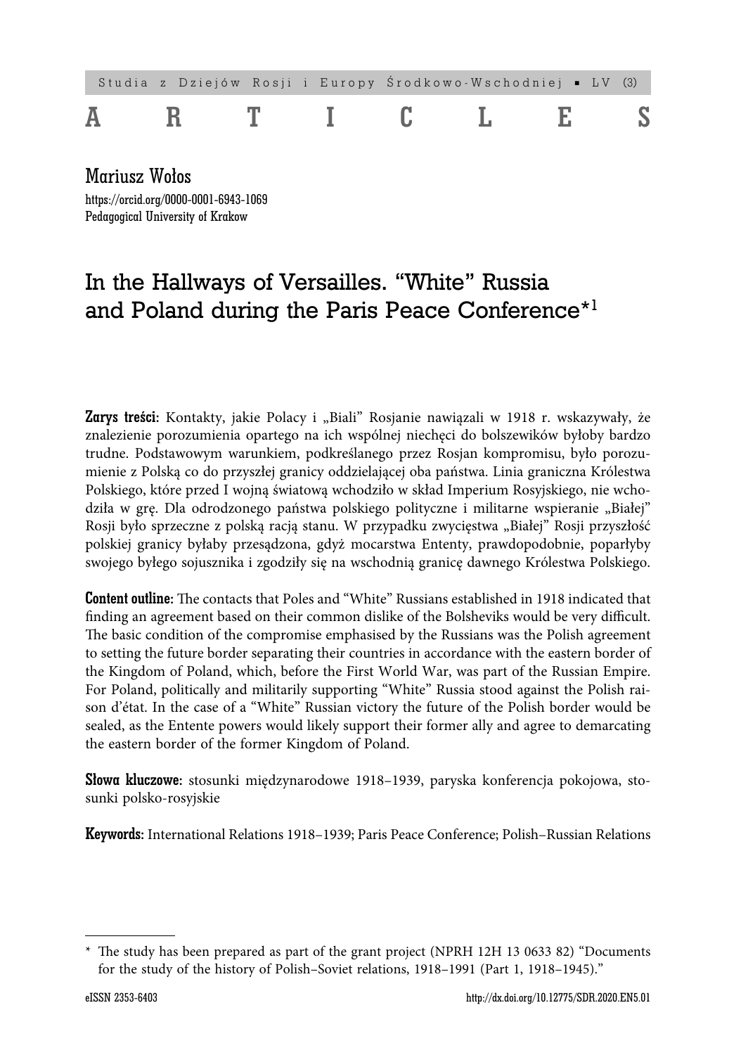ARTICLES

Mariusz Wołos

https://orcid.org/0000-0001-6943-1069

Pedagogical University of Krakow

# In the Hallways of Versailles. "White" Russia and Poland during the Paris Peace Conference*[1]

**Zarys treści:** Kontakty, jakie Polacy i „Biali" Rosjanie nawiązali w 1918 r. wskazywały, że znalezienie porozumienia opartego na ich wspólnej niechęci do bolszewików byłoby bardzo trudne. Podstawowym warunkiem, podkreślanego przez Rosjan kompromisu, było porozumienie z Polską co do przyszłej granicy oddzielającej oba państwa. Linia graniczna Królestwa Polskiego, które przed I wojną światową wchodziło w skład Imperium Rosyjskiego, nie wchodziła w grę. Dla odrodzonego państwa polskiego polityczne i militarne wspieranie „Białej" Rosji było sprzeczne z polską racją stanu. W przypadku zwycięstwa „Białej" Rosji przyszłość polskiej granicy byłaby przesądzona, gdyż mocarstwa Ententy, prawdopodobnie, poparłyby swojego byłego sojusznika i zgodziły się na wschodnią granicę dawnego Królestwa Polskiego.

**Content outline:** The contacts that Poles and "White" Russians established in 1918 indicated that finding an agreement based on their common dislike of the Bolsheviks would be very difficult. The basic condition of the compromise emphasised by the Russians was the Polish agreement to setting the future border separating their countries in accordance with the eastern border of the Kingdom of Poland, which, before the First World War, was part of the Russian Empire. For Poland, politically and militarily supporting "White" Russia stood against the Polish raison d'état. In the case of a "White" Russian victory the future of the Polish border would be sealed, as the Entente powers would likely support their former ally and agree to demarcating the eastern border of the former Kingdom of Poland.

**Słowa kluczowe:** stosunki międzynarodowe 1918–1939, paryska konferencja pokojowa, stosunki polsko-rosyjskie

**Keywords:** International Relations 1918–1939; Paris Peace Conference; Polish–Russian Relations

---

\* The study has been prepared as part of the grant project (NPRH 12H 13 0633 82) "Documents for the study of the history of Polish–Soviet relations, 1918–1991 (Part 1, 1918–1945)."

eISSN 2353-6403

http://dx.doi.org/10.12775/SDR.2020.EN5.01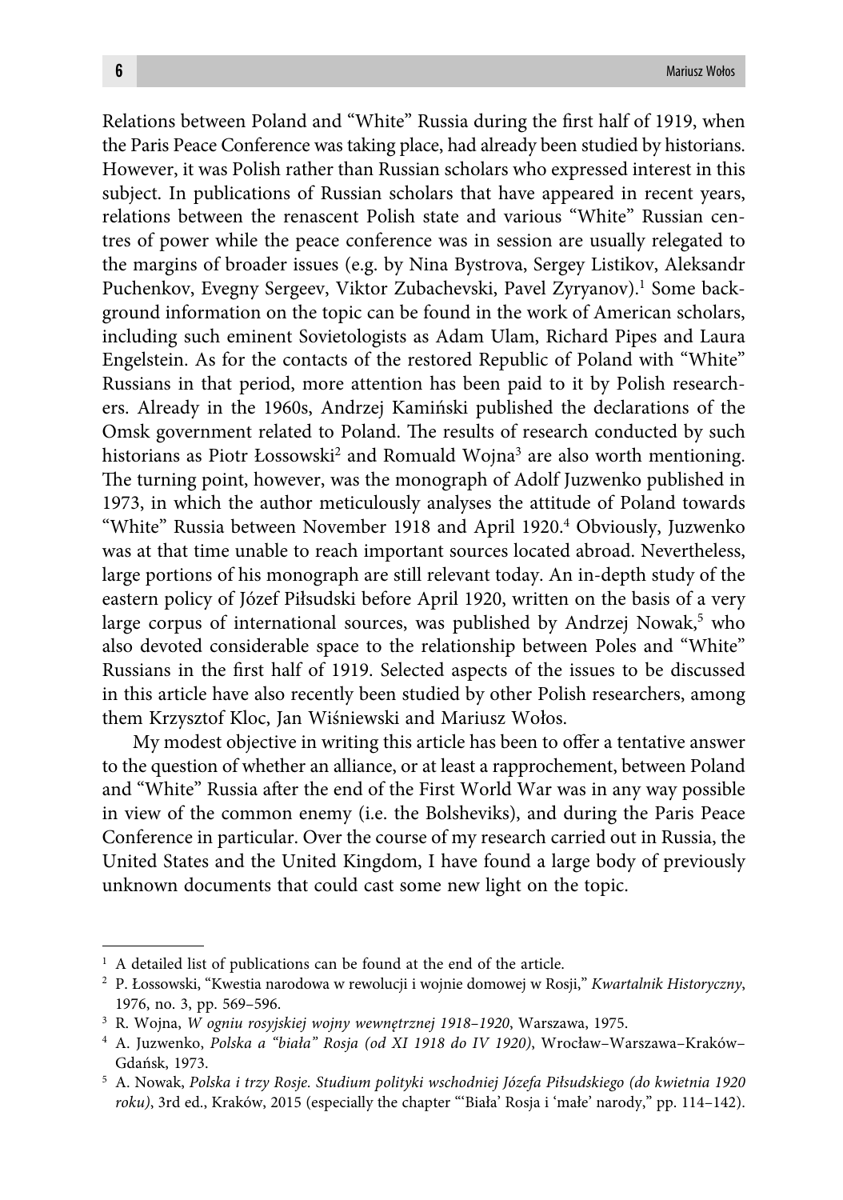Relations between Poland and "White" Russia during the first half of 1919, when the Paris Peace Conference was taking place, had already been studied by historians. However, it was Polish rather than Russian scholars who expressed interest in this subject. In publications of Russian scholars that have appeared in recent years, relations between the renascent Polish state and various "White" Russian centres of power while the peace conference was in session are usually relegated to the margins of broader issues (e.g. by Nina Bystrova, Sergey Listikov, Aleksandr Puchenkov, Evegny Sergeev, Viktor Zubachevski, Pavel Zyryanov).[1] Some background information on the topic can be found in the work of American scholars, including such eminent Sovietologists as Adam Ulam, Richard Pipes and Laura Engelstein. As for the contacts of the restored Republic of Poland with "White" Russians in that period, more attention has been paid to it by Polish researchers. Already in the 1960s, Andrzej Kamiński published the declarations of the Omsk government related to Poland. The results of research conducted by such historians as Piotr Łossowski[2] and Romuald Wojna[3] are also worth mentioning. The turning point, however, was the monograph of Adolf Juzwenko published in 1973, in which the author meticulously analyses the attitude of Poland towards "White" Russia between November 1918 and April 1920.[4] Obviously, Juzwenko was at that time unable to reach important sources located abroad. Nevertheless, large portions of his monograph are still relevant today. An in-depth study of the eastern policy of Józef Piłsudski before April 1920, written on the basis of a very large corpus of international sources, was published by Andrzej Nowak,[5] who also devoted considerable space to the relationship between Poles and "White" Russians in the first half of 1919. Selected aspects of the issues to be discussed in this article have also recently been studied by other Polish researchers, among them Krzysztof Kloc, Jan Wiśniewski and Mariusz Wołos.

My modest objective in writing this article has been to offer a tentative answer to the question of whether an alliance, or at least a rapprochement, between Poland and "White" Russia after the end of the First World War was in any way possible in view of the common enemy (i.e. the Bolsheviks), and during the Paris Peace Conference in particular. Over the course of my research carried out in Russia, the United States and the United Kingdom, I have found a large body of previously unknown documents that could cast some new light on the topic.

---

[1] A detailed list of publications can be found at the end of the article.

[2] P. Łossowski, "Kwestia narodowa w rewolucji i wojnie domowej w Rosji," *Kwartalnik Historyczny*, 1976, no. 3, pp. 569–596.

[3] R. Wojna, *W ogniu rosyjskiej wojny wewnętrznej 1918–1920*, Warszawa, 1975.

[4] A. Juzwenko, *Polska a "biała" Rosja (od XI 1918 do IV 1920)*, Wrocław–Warszawa–Kraków–Gdańsk, 1973.

[5] A. Nowak, *Polska i trzy Rosje. Studium polityki wschodniej Józefa Piłsudskiego (do kwietnia 1920 roku)*, 3rd ed., Kraków, 2015 (especially the chapter "'Biała' Rosja i 'małe' narody," pp. 114–142).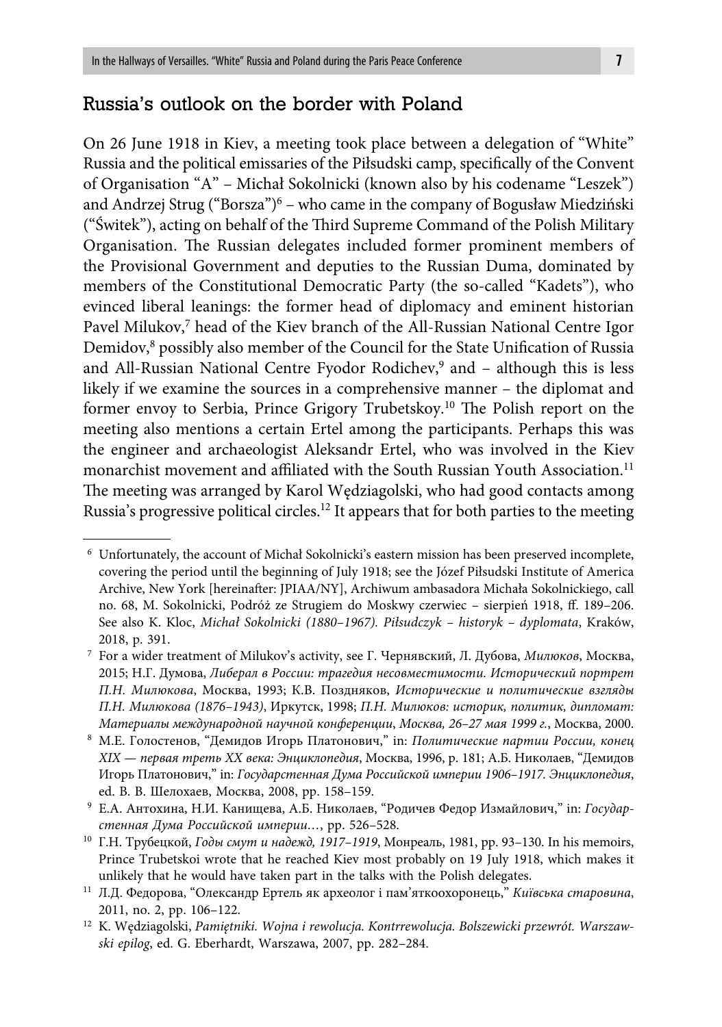## Russia's outlook on the border with Poland

On 26 June 1918 in Kiev, a meeting took place between a delegation of "White" Russia and the political emissaries of the Piłsudski camp, specifically of the Convent of Organisation "A" – Michał Sokolnicki (known also by his codename "Leszek") and Andrzej Strug ("Borsza")[6] – who came in the company of Bogusław Miedziński ("Świtek"), acting on behalf of the Third Supreme Command of the Polish Military Organisation. The Russian delegates included former prominent members of the Provisional Government and deputies to the Russian Duma, dominated by members of the Constitutional Democratic Party (the so-called "Kadets"), who evinced liberal leanings: the former head of diplomacy and eminent historian Pavel Milukov,[7] head of the Kiev branch of the All-Russian National Centre Igor Demidov,[8] possibly also member of the Council for the State Unification of Russia and All-Russian National Centre Fyodor Rodichev,[9] and – although this is less likely if we examine the sources in a comprehensive manner – the diplomat and former envoy to Serbia, Prince Grigory Trubetskoy.[10] The Polish report on the meeting also mentions a certain Ertel among the participants. Perhaps this was the engineer and archaeologist Aleksandr Ertel, who was involved in the Kiev monarchist movement and affiliated with the South Russian Youth Association.[11] The meeting was arranged by Karol Wędziagolski, who had good contacts among Russia's progressive political circles.[12] It appears that for both parties to the meeting

---

[6] Unfortunately, the account of Michał Sokolnicki's eastern mission has been preserved incomplete, covering the period until the beginning of July 1918; see the Józef Piłsudski Institute of America Archive, New York [hereinafter: JPIAA/NY], Archiwum ambasadora Michała Sokolnickiego, call no. 68, M. Sokolnicki, Podróż ze Strugiem do Moskwy czerwiec – sierpień 1918, ff. 189–206. See also K. Kloc, *Michał Sokolnicki (1880–1967). Piłsudczyk – historyk – dyplomata*, Kraków, 2018, p. 391.

[7] For a wider treatment of Milukov's activity, see Г. Чернявский, Л. Дубова, *Милюков*, Москва, 2015; Н.Г. Думова, *Либерал в России: трагедия несовместимости. Исторический портрет П.Н. Милюкова*, Москва, 1993; К.В. Поздняков, *Исторические и политические взгляды П.Н. Милюкова (1876–1943)*, Иркутск, 1998; *П.Н. Милюков: историк, политик, дипломат: Материалы международной научной конференции, Москва, 26–27 мая 1999 г.*, Москва, 2000.

[8] М.Е. Голостенов, "Демидов Игорь Платонович," in: *Политические партии России, конец XIX — первая треть XX века: Энциклопедия*, Москва, 1996, p. 181; А.Б. Николаев, "Демидов Игорь Платонович," in: *Государственная Дума Российской империи 1906–1917. Энциклопедия*, ed. В. В. Шелохаев, Москва, 2008, pp. 158–159.

[9] Е.А. Антохина, Н.И. Канищева, А.Б. Николаев, "Родичев Федор Измайлович," in: *Государственная Дума Российской империи…*, pp. 526–528.

[10] Г.Н. Трубецкой, *Годы смут и надежд, 1917–1919*, Монреаль, 1981, pp. 93–130. In his memoirs, Prince Trubetskoi wrote that he reached Kiev most probably on 19 July 1918, which makes it unlikely that he would have taken part in the talks with the Polish delegates.

[11] Л.Д. Федорова, "Олександр Ертель як археолог і пам'яткоохоронець," *Київська старовина*, 2011, no. 2, pp. 106–122.

[12] K. Wędziagolski, *Pamiętniki. Wojna i rewolucja. Kontrrewolucja. Bolszewicki przewrót. Warszawski epilog*, ed. G. Eberhardt, Warszawa, 2007, pp. 282–284.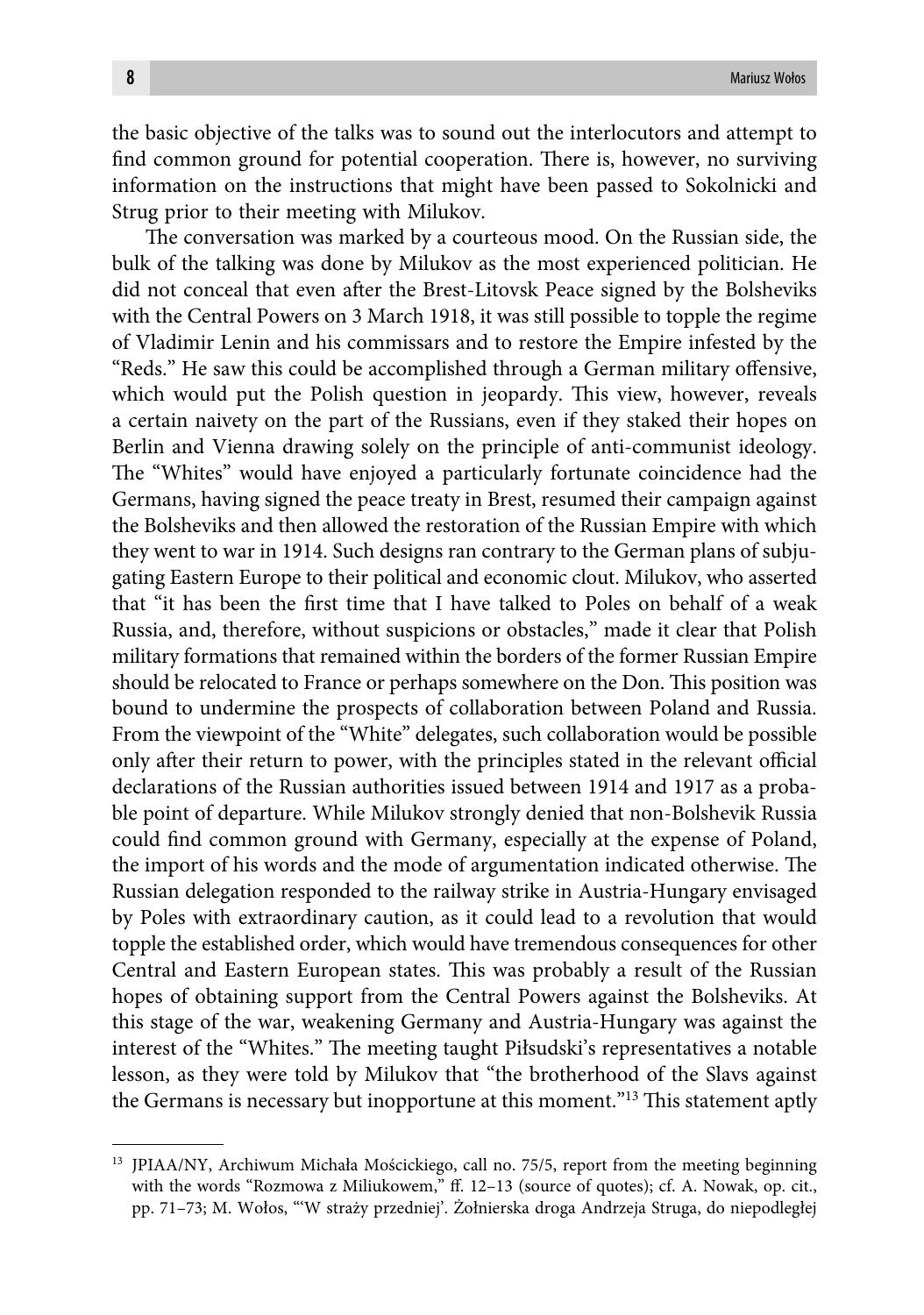the basic objective of the talks was to sound out the interlocutors and attempt to find common ground for potential cooperation. There is, however, no surviving information on the instructions that might have been passed to Sokolnicki and Strug prior to their meeting with Milukov.

The conversation was marked by a courteous mood. On the Russian side, the bulk of the talking was done by Milukov as the most experienced politician. He did not conceal that even after the Brest-Litovsk Peace signed by the Bolsheviks with the Central Powers on 3 March 1918, it was still possible to topple the regime of Vladimir Lenin and his commissars and to restore the Empire infested by the "Reds." He saw this could be accomplished through a German military offensive, which would put the Polish question in jeopardy. This view, however, reveals a certain naivety on the part of the Russians, even if they staked their hopes on Berlin and Vienna drawing solely on the principle of anti-communist ideology. The "Whites" would have enjoyed a particularly fortunate coincidence had the Germans, having signed the peace treaty in Brest, resumed their campaign against the Bolsheviks and then allowed the restoration of the Russian Empire with which they went to war in 1914. Such designs ran contrary to the German plans of subjugating Eastern Europe to their political and economic clout. Milukov, who asserted that "it has been the first time that I have talked to Poles on behalf of a weak Russia, and, therefore, without suspicions or obstacles," made it clear that Polish military formations that remained within the borders of the former Russian Empire should be relocated to France or perhaps somewhere on the Don. This position was bound to undermine the prospects of collaboration between Poland and Russia. From the viewpoint of the "White" delegates, such collaboration would be possible only after their return to power, with the principles stated in the relevant official declarations of the Russian authorities issued between 1914 and 1917 as a probable point of departure. While Milukov strongly denied that non-Bolshevik Russia could find common ground with Germany, especially at the expense of Poland, the import of his words and the mode of argumentation indicated otherwise. The Russian delegation responded to the railway strike in Austria-Hungary envisaged by Poles with extraordinary caution, as it could lead to a revolution that would topple the established order, which would have tremendous consequences for other Central and Eastern European states. This was probably a result of the Russian hopes of obtaining support from the Central Powers against the Bolsheviks. At this stage of the war, weakening Germany and Austria-Hungary was against the interest of the "Whites." The meeting taught Piłsudski's representatives a notable lesson, as they were told by Milukov that "the brotherhood of the Slavs against the Germans is necessary but inopportune at this moment."[13] This statement aptly

---

[13] JPIAA/NY, Archiwum Michała Mościckiego, call no. 75/5, report from the meeting beginning with the words "Rozmowa z Miliukowem," ff. 12–13 (source of quotes); cf. A. Nowak, op. cit., pp. 71–73; M. Wołos, "'W straży przedniej'. Żołnierska droga Andrzeja Struga, do niepodległej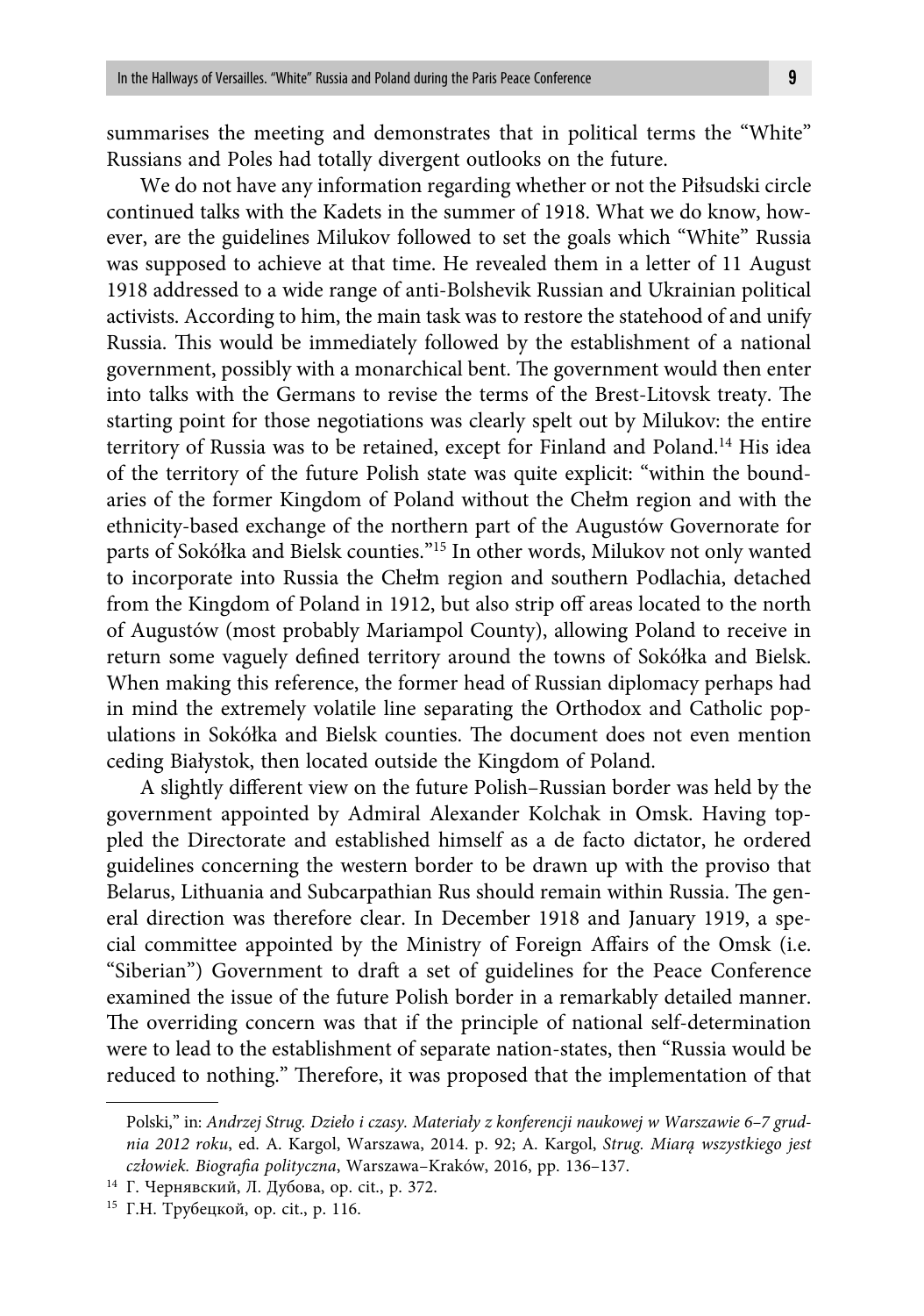summarises the meeting and demonstrates that in political terms the "White" Russians and Poles had totally divergent outlooks on the future.

We do not have any information regarding whether or not the Piłsudski circle continued talks with the Kadets in the summer of 1918. What we do know, however, are the guidelines Milukov followed to set the goals which "White" Russia was supposed to achieve at that time. He revealed them in a letter of 11 August 1918 addressed to a wide range of anti-Bolshevik Russian and Ukrainian political activists. According to him, the main task was to restore the statehood of and unify Russia. This would be immediately followed by the establishment of a national government, possibly with a monarchical bent. The government would then enter into talks with the Germans to revise the terms of the Brest-Litovsk treaty. The starting point for those negotiations was clearly spelt out by Milukov: the entire territory of Russia was to be retained, except for Finland and Poland.[14] His idea of the territory of the future Polish state was quite explicit: "within the boundaries of the former Kingdom of Poland without the Chełm region and with the ethnicity-based exchange of the northern part of the Augustów Governorate for parts of Sokółka and Bielsk counties."[15] In other words, Milukov not only wanted to incorporate into Russia the Chełm region and southern Podlachia, detached from the Kingdom of Poland in 1912, but also strip off areas located to the north of Augustów (most probably Mariampol County), allowing Poland to receive in return some vaguely defined territory around the towns of Sokółka and Bielsk. When making this reference, the former head of Russian diplomacy perhaps had in mind the extremely volatile line separating the Orthodox and Catholic populations in Sokółka and Bielsk counties. The document does not even mention ceding Białystok, then located outside the Kingdom of Poland.

A slightly different view on the future Polish–Russian border was held by the government appointed by Admiral Alexander Kolchak in Omsk. Having toppled the Directorate and established himself as a de facto dictator, he ordered guidelines concerning the western border to be drawn up with the proviso that Belarus, Lithuania and Subcarpathian Rus should remain within Russia. The general direction was therefore clear. In December 1918 and January 1919, a special committee appointed by the Ministry of Foreign Affairs of the Omsk (i.e. "Siberian") Government to draft a set of guidelines for the Peace Conference examined the issue of the future Polish border in a remarkably detailed manner. The overriding concern was that if the principle of national self-determination were to lead to the establishment of separate nation-states, then "Russia would be reduced to nothing." Therefore, it was proposed that the implementation of that

---

Polski," in: *Andrzej Strug. Dzieło i czasy. Materiały z konferencji naukowej w Warszawie 6–7 grudnia 2012 roku*, ed. A. Kargol, Warszawa, 2014. p. 92; A. Kargol, *Strug. Miarą wszystkiego jest człowiek. Biografia polityczna*, Warszawa–Kraków, 2016, pp. 136–137.

[14] Г. Чернявский, Л. Дубова, op. cit., p. 372.

[15] Г.Н. Трубецкой, op. cit., p. 116.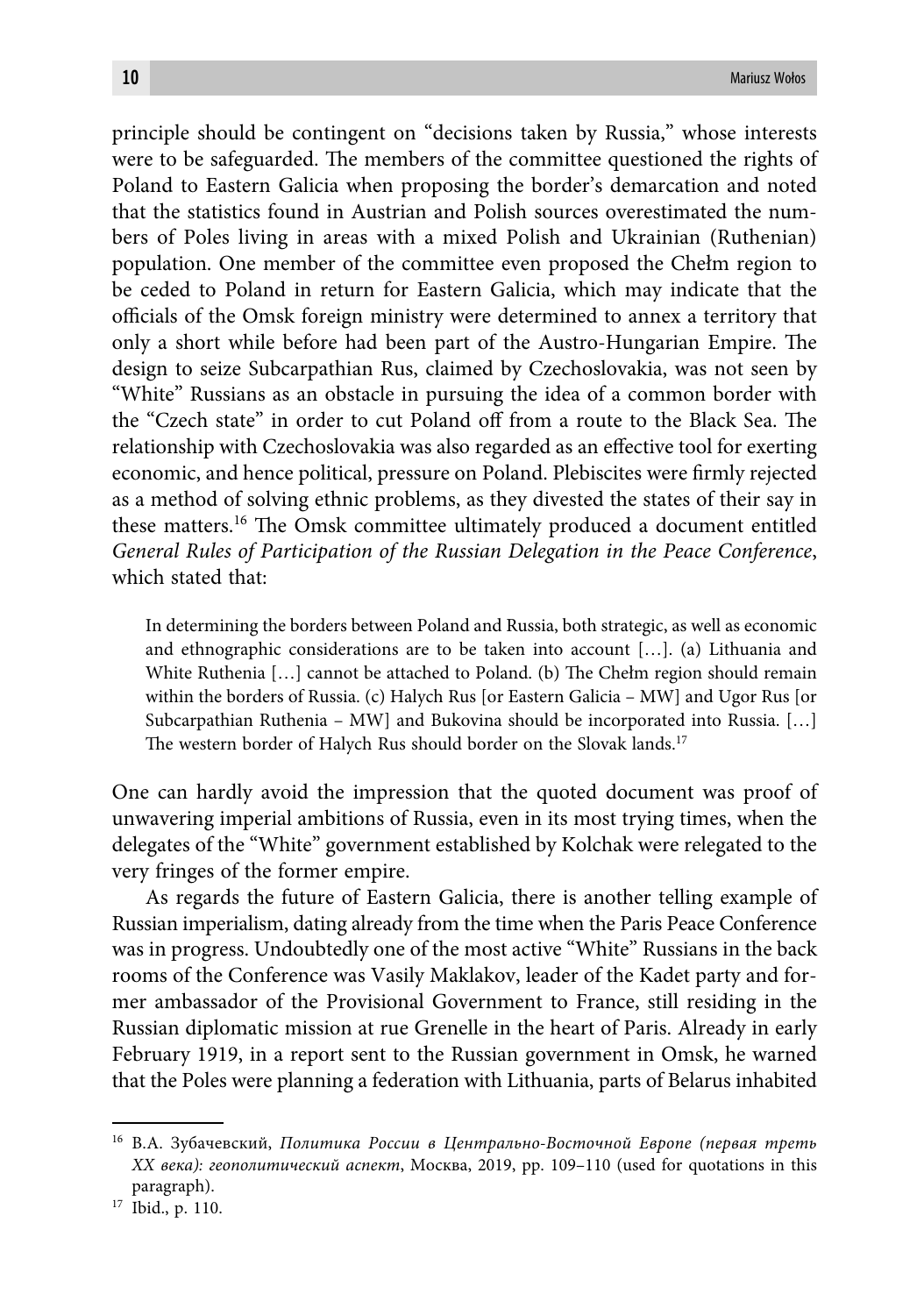principle should be contingent on "decisions taken by Russia," whose interests were to be safeguarded. The members of the committee questioned the rights of Poland to Eastern Galicia when proposing the border's demarcation and noted that the statistics found in Austrian and Polish sources overestimated the numbers of Poles living in areas with a mixed Polish and Ukrainian (Ruthenian) population. One member of the committee even proposed the Chełm region to be ceded to Poland in return for Eastern Galicia, which may indicate that the officials of the Omsk foreign ministry were determined to annex a territory that only a short while before had been part of the Austro-Hungarian Empire. The design to seize Subcarpathian Rus, claimed by Czechoslovakia, was not seen by "White" Russians as an obstacle in pursuing the idea of a common border with the "Czech state" in order to cut Poland off from a route to the Black Sea. The relationship with Czechoslovakia was also regarded as an effective tool for exerting economic, and hence political, pressure on Poland. Plebiscites were firmly rejected as a method of solving ethnic problems, as they divested the states of their say in these matters.[16] The Omsk committee ultimately produced a document entitled *General Rules of Participation of the Russian Delegation in the Peace Conference*, which stated that:

> In determining the borders between Poland and Russia, both strategic, as well as economic and ethnographic considerations are to be taken into account […]. (a) Lithuania and White Ruthenia […] cannot be attached to Poland. (b) The Chełm region should remain within the borders of Russia. (c) Halych Rus [or Eastern Galicia – MW] and Ugor Rus [or Subcarpathian Ruthenia – MW] and Bukovina should be incorporated into Russia. […] The western border of Halych Rus should border on the Slovak lands.[17]

One can hardly avoid the impression that the quoted document was proof of unwavering imperial ambitions of Russia, even in its most trying times, when the delegates of the "White" government established by Kolchak were relegated to the very fringes of the former empire.

As regards the future of Eastern Galicia, there is another telling example of Russian imperialism, dating already from the time when the Paris Peace Conference was in progress. Undoubtedly one of the most active "White" Russians in the back rooms of the Conference was Vasily Maklakov, leader of the Kadet party and former ambassador of the Provisional Government to France, still residing in the Russian diplomatic mission at rue Grenelle in the heart of Paris. Already in early February 1919, in a report sent to the Russian government in Omsk, he warned that the Poles were planning a federation with Lithuania, parts of Belarus inhabited

---

[16] В.А. Зубачевский, *Политика России в Центрально-Восточной Европе (первая треть XX века): геополитический аспект*, Москва, 2019, pp. 109–110 (used for quotations in this paragraph).

[17] Ibid., p. 110.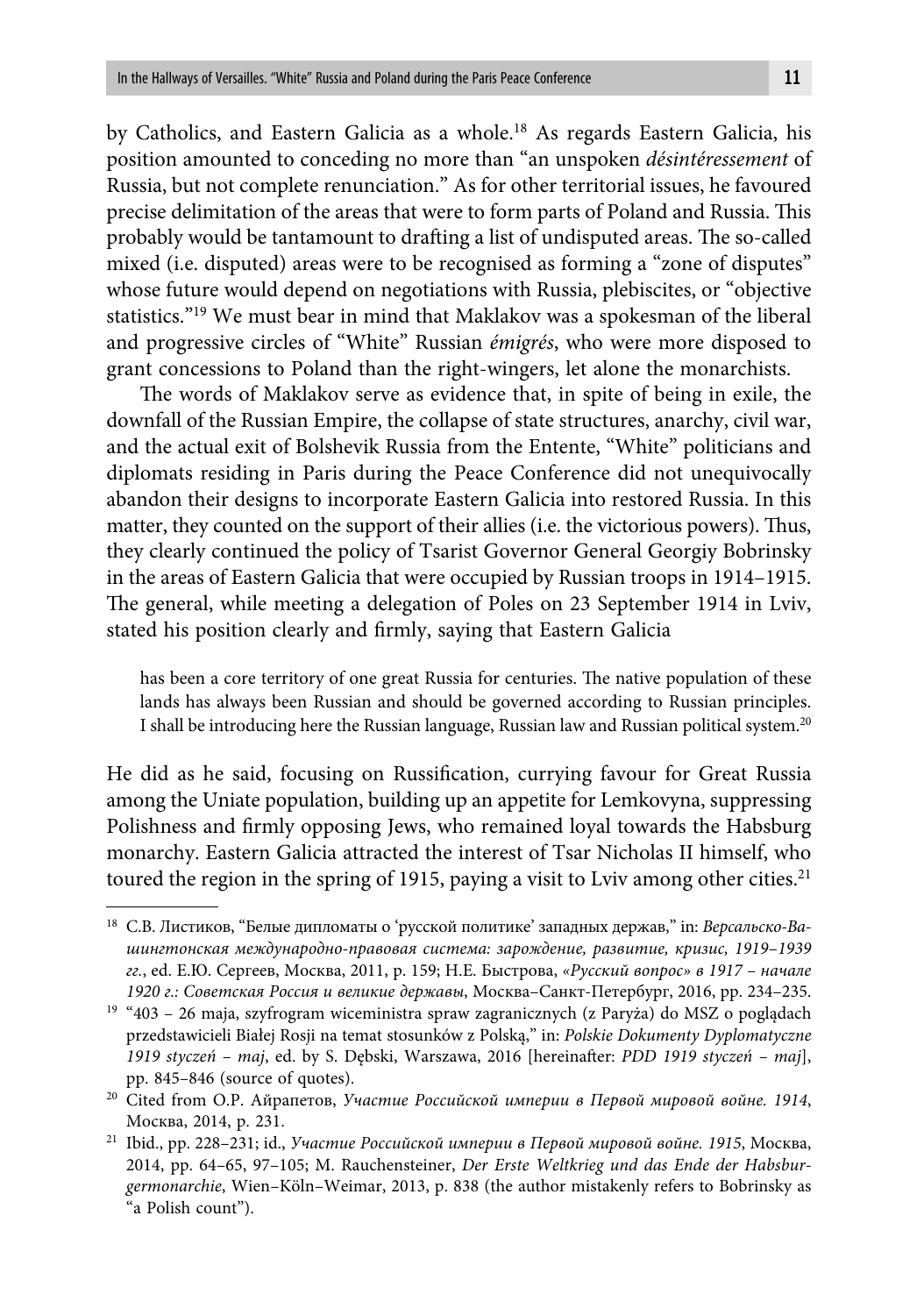by Catholics, and Eastern Galicia as a whole.[18] As regards Eastern Galicia, his position amounted to conceding no more than "an unspoken *désintéressement* of Russia, but not complete renunciation." As for other territorial issues, he favoured precise delimitation of the areas that were to form parts of Poland and Russia. This probably would be tantamount to drafting a list of undisputed areas. The so-called mixed (i.e. disputed) areas were to be recognised as forming a "zone of disputes" whose future would depend on negotiations with Russia, plebiscites, or "objective statistics."[19] We must bear in mind that Maklakov was a spokesman of the liberal and progressive circles of "White" Russian *émigrés*, who were more disposed to grant concessions to Poland than the right-wingers, let alone the monarchists.

The words of Maklakov serve as evidence that, in spite of being in exile, the downfall of the Russian Empire, the collapse of state structures, anarchy, civil war, and the actual exit of Bolshevik Russia from the Entente, "White" politicians and diplomats residing in Paris during the Peace Conference did not unequivocally abandon their designs to incorporate Eastern Galicia into restored Russia. In this matter, they counted on the support of their allies (i.e. the victorious powers). Thus, they clearly continued the policy of Tsarist Governor General Georgiy Bobrinsky in the areas of Eastern Galicia that were occupied by Russian troops in 1914–1915. The general, while meeting a delegation of Poles on 23 September 1914 in Lviv, stated his position clearly and firmly, saying that Eastern Galicia

> has been a core territory of one great Russia for centuries. The native population of these lands has always been Russian and should be governed according to Russian principles. I shall be introducing here the Russian language, Russian law and Russian political system.[20]

He did as he said, focusing on Russification, currying favour for Great Russia among the Uniate population, building up an appetite for Lemkovyna, suppressing Polishness and firmly opposing Jews, who remained loyal towards the Habsburg monarchy. Eastern Galicia attracted the interest of Tsar Nicholas II himself, who toured the region in the spring of 1915, paying a visit to Lviv among other cities.[21]

---

[18] С.В. Листиков, "Белые дипломаты о 'русской политике' западных держав," in: *Версальско-Вашингтонская международно-правовая система: зарождение, развитие, кризис, 1919–1939 гг.*, ed. Е.Ю. Сергеев, Москва, 2011, p. 159; Н.Е. Быстрова, *«Русский вопрос» в 1917 – начале 1920 г.: Советская Россия и великие державы*, Москва–Санкт-Петербург, 2016, pp. 234–235.

[19] "403 – 26 maja, szyfrogram wiceministra spraw zagranicznych (z Paryża) do MSZ o poglądach przedstawicieli Białej Rosji na temat stosunków z Polską," in: *Polskie Dokumenty Dyplomatyczne 1919 styczeń – maj*, ed. by S. Dębski, Warszawa, 2016 [hereinafter: *PDD 1919 styczeń – maj*], pp. 845–846 (source of quotes).

[20] Cited from О.Р. Айрапетов, *Участие Российской империи в Первой мировой войне. 1914*, Москва, 2014, p. 231.

[21] Ibid., pp. 228–231; id., *Участие Российской империи в Первой мировой войне. 1915*, Москва, 2014, pp. 64–65, 97–105; M. Rauchensteiner, *Der Erste Weltkrieg und das Ende der Habsburgermonarchie*, Wien–Köln–Weimar, 2013, p. 838 (the author mistakenly refers to Bobrinsky as "a Polish count").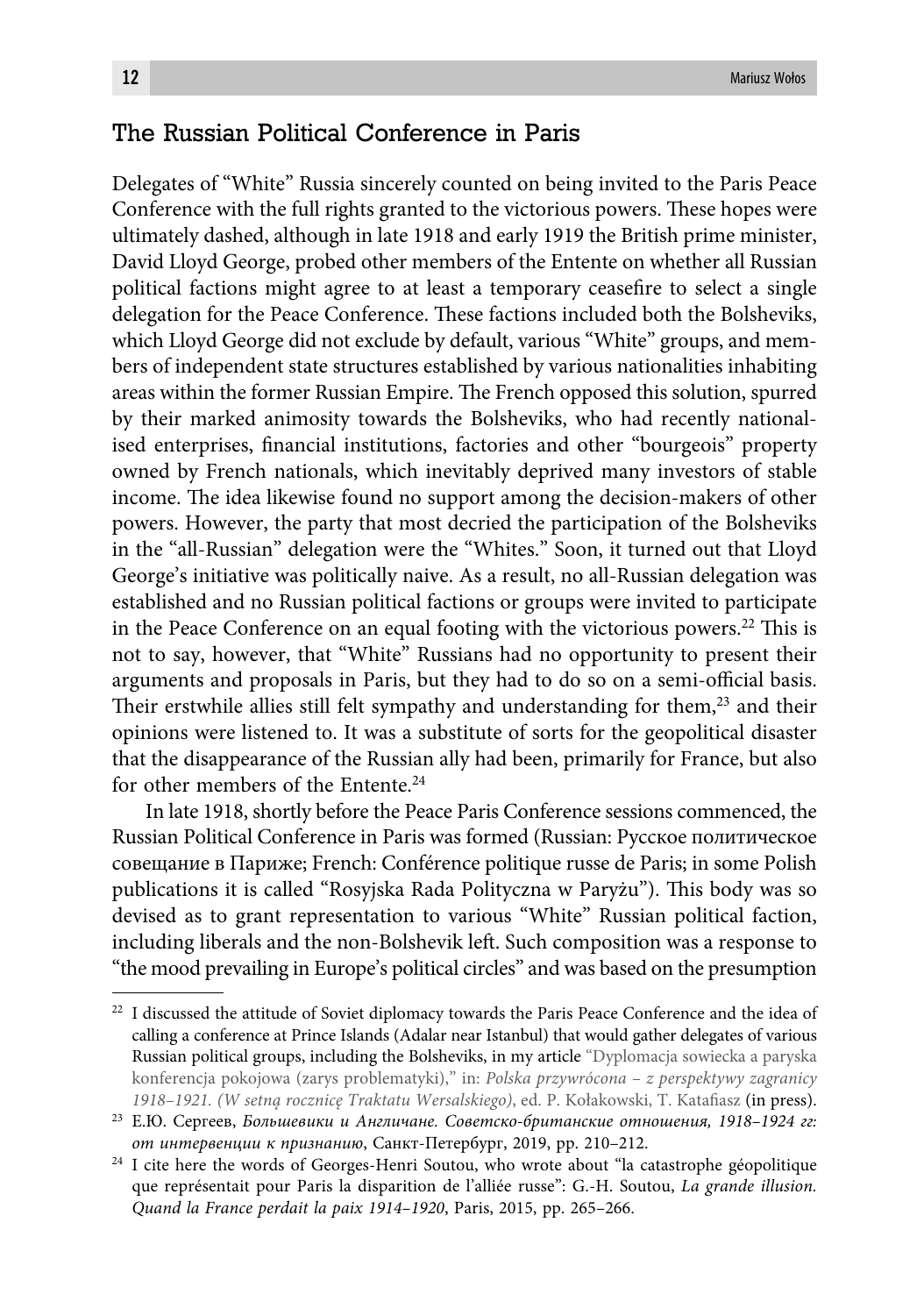## The Russian Political Conference in Paris

Delegates of "White" Russia sincerely counted on being invited to the Paris Peace Conference with the full rights granted to the victorious powers. These hopes were ultimately dashed, although in late 1918 and early 1919 the British prime minister, David Lloyd George, probed other members of the Entente on whether all Russian political factions might agree to at least a temporary ceasefire to select a single delegation for the Peace Conference. These factions included both the Bolsheviks, which Lloyd George did not exclude by default, various "White" groups, and members of independent state structures established by various nationalities inhabiting areas within the former Russian Empire. The French opposed this solution, spurred by their marked animosity towards the Bolsheviks, who had recently nationalised enterprises, financial institutions, factories and other "bourgeois" property owned by French nationals, which inevitably deprived many investors of stable income. The idea likewise found no support among the decision-makers of other powers. However, the party that most decried the participation of the Bolsheviks in the "all-Russian" delegation were the "Whites." Soon, it turned out that Lloyd George's initiative was politically naive. As a result, no all-Russian delegation was established and no Russian political factions or groups were invited to participate in the Peace Conference on an equal footing with the victorious powers.[22] This is not to say, however, that "White" Russians had no opportunity to present their arguments and proposals in Paris, but they had to do so on a semi-official basis. Their erstwhile allies still felt sympathy and understanding for them,[23] and their opinions were listened to. It was a substitute of sorts for the geopolitical disaster that the disappearance of the Russian ally had been, primarily for France, but also for other members of the Entente.[24]

In late 1918, shortly before the Peace Paris Conference sessions commenced, the Russian Political Conference in Paris was formed (Russian: Русское политическое совещание в Париже; French: Conférence politique russe de Paris; in some Polish publications it is called "Rosyjska Rada Polityczna w Paryżu"). This body was so devised as to grant representation to various "White" Russian political faction, including liberals and the non-Bolshevik left. Such composition was a response to "the mood prevailing in Europe's political circles" and was based on the presumption

---

[22] I discussed the attitude of Soviet diplomacy towards the Paris Peace Conference and the idea of calling a conference at Prince Islands (Adalar near Istanbul) that would gather delegates of various Russian political groups, including the Bolsheviks, in my article "Dyplomacja sowiecka a paryska konferencja pokojowa (zarys problematyki)," in: *Polska przywrócona – z perspektywy zagranicy 1918–1921. (W setną rocznicę Traktatu Wersalskiego)*, ed. P. Kołakowski, T. Katafiasz (in press).

[23] Е.Ю. Сергеев, *Большевики и Англичане. Советско-британские отношения, 1918–1924 гг: от интервенции к признанию*, Санкт-Петербург, 2019, pp. 210–212.

[24] I cite here the words of Georges-Henri Soutou, who wrote about "la catastrophe géopolitique que représentait pour Paris la disparition de l'alliée russe": G.-H. Soutou, *La grande illusion. Quand la France perdait la paix 1914–1920*, Paris, 2015, pp. 265–266.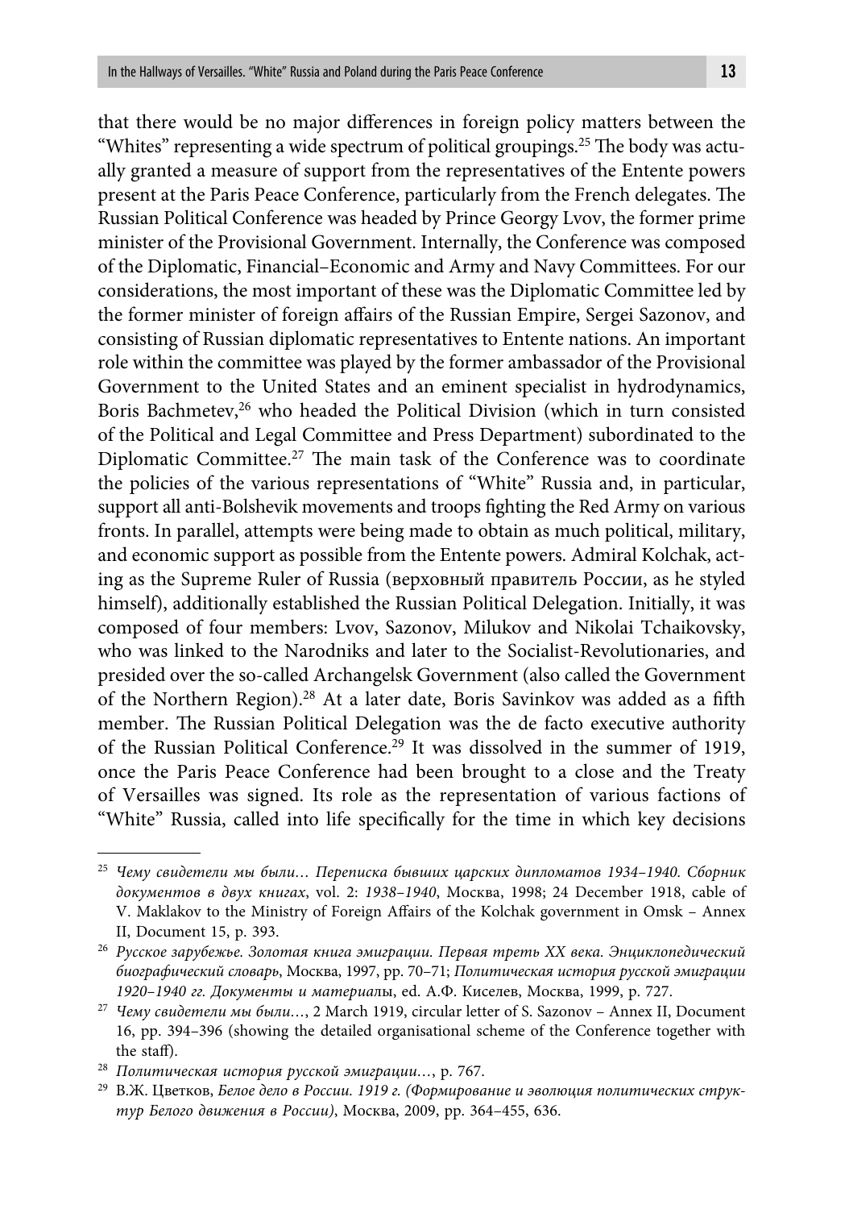that there would be no major differences in foreign policy matters between the "Whites" representing a wide spectrum of political groupings.[25] The body was actually granted a measure of support from the representatives of the Entente powers present at the Paris Peace Conference, particularly from the French delegates. The Russian Political Conference was headed by Prince Georgy Lvov, the former prime minister of the Provisional Government. Internally, the Conference was composed of the Diplomatic, Financial–Economic and Army and Navy Committees. For our considerations, the most important of these was the Diplomatic Committee led by the former minister of foreign affairs of the Russian Empire, Sergei Sazonov, and consisting of Russian diplomatic representatives to Entente nations. An important role within the committee was played by the former ambassador of the Provisional Government to the United States and an eminent specialist in hydrodynamics, Boris Bachmetev,[26] who headed the Political Division (which in turn consisted of the Political and Legal Committee and Press Department) subordinated to the Diplomatic Committee.[27] The main task of the Conference was to coordinate the policies of the various representations of "White" Russia and, in particular, support all anti-Bolshevik movements and troops fighting the Red Army on various fronts. In parallel, attempts were being made to obtain as much political, military, and economic support as possible from the Entente powers. Admiral Kolchak, acting as the Supreme Ruler of Russia (верховный правитель России, as he styled himself), additionally established the Russian Political Delegation. Initially, it was composed of four members: Lvov, Sazonov, Milukov and Nikolai Tchaikovsky, who was linked to the Narodniks and later to the Socialist-Revolutionaries, and presided over the so-called Archangelsk Government (also called the Government of the Northern Region).[28] At a later date, Boris Savinkov was added as a fifth member. The Russian Political Delegation was the de facto executive authority of the Russian Political Conference.[29] It was dissolved in the summer of 1919, once the Paris Peace Conference had been brought to a close and the Treaty of Versailles was signed. Its role as the representation of various factions of "White" Russia, called into life specifically for the time in which key decisions

---

[25] *Чему свидетели мы были… Переписка бывших царских дипломатов 1934–1940. Сборник документов в двух книгах*, vol. 2: *1938–1940*, Москва, 1998; 24 December 1918, cable of V. Maklakov to the Ministry of Foreign Affairs of the Kolchak government in Omsk – Annex II, Document 15, p. 393.

[26] *Русское зарубежье. Золотая книга эмиграции. Первая треть XX века. Энциклопедический биографический словарь*, Москва, 1997, pp. 70–71; *Политическая история русской эмиграции 1920–1940 гг. Документы и материалы*, ed. А.Ф. Киселев, Москва, 1999, p. 727.

[27] *Чему свидетели мы были…*, 2 March 1919, circular letter of S. Sazonov – Annex II, Document 16, pp. 394–396 (showing the detailed organisational scheme of the Conference together with the staff).

[28] *Политическая история русской эмиграции…*, p. 767.

[29] В.Ж. Цветков, *Белое дело в России. 1919 г. (Формирование и эволюция политических структур Белого движения в России)*, Москва, 2009, pp. 364–455, 636.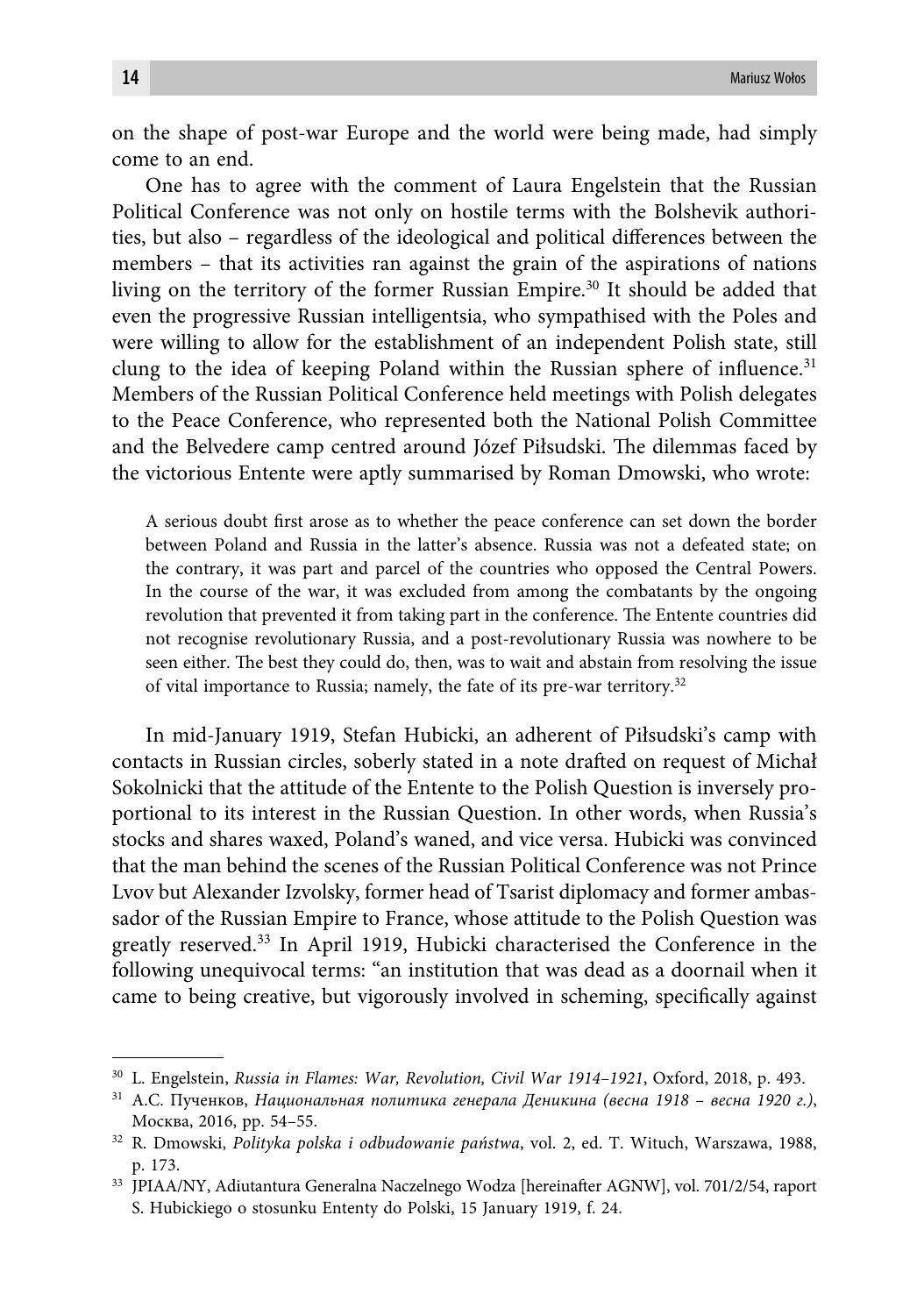on the shape of post-war Europe and the world were being made, had simply come to an end.

One has to agree with the comment of Laura Engelstein that the Russian Political Conference was not only on hostile terms with the Bolshevik authorities, but also – regardless of the ideological and political differences between the members – that its activities ran against the grain of the aspirations of nations living on the territory of the former Russian Empire.[30] It should be added that even the progressive Russian intelligentsia, who sympathised with the Poles and were willing to allow for the establishment of an independent Polish state, still clung to the idea of keeping Poland within the Russian sphere of influence.[31] Members of the Russian Political Conference held meetings with Polish delegates to the Peace Conference, who represented both the National Polish Committee and the Belvedere camp centred around Józef Piłsudski. The dilemmas faced by the victorious Entente were aptly summarised by Roman Dmowski, who wrote:

> A serious doubt first arose as to whether the peace conference can set down the border between Poland and Russia in the latter's absence. Russia was not a defeated state; on the contrary, it was part and parcel of the countries who opposed the Central Powers. In the course of the war, it was excluded from among the combatants by the ongoing revolution that prevented it from taking part in the conference. The Entente countries did not recognise revolutionary Russia, and a post-revolutionary Russia was nowhere to be seen either. The best they could do, then, was to wait and abstain from resolving the issue of vital importance to Russia; namely, the fate of its pre-war territory.[32]

In mid-January 1919, Stefan Hubicki, an adherent of Piłsudski's camp with contacts in Russian circles, soberly stated in a note drafted on request of Michał Sokolnicki that the attitude of the Entente to the Polish Question is inversely proportional to its interest in the Russian Question. In other words, when Russia's stocks and shares waxed, Poland's waned, and vice versa. Hubicki was convinced that the man behind the scenes of the Russian Political Conference was not Prince Lvov but Alexander Izvolsky, former head of Tsarist diplomacy and former ambassador of the Russian Empire to France, whose attitude to the Polish Question was greatly reserved.[33] In April 1919, Hubicki characterised the Conference in the following unequivocal terms: "an institution that was dead as a doornail when it came to being creative, but vigorously involved in scheming, specifically against

---

[30] L. Engelstein, *Russia in Flames: War, Revolution, Civil War 1914–1921*, Oxford, 2018, p. 493.

[31] А.С. Пученков, *Национальная политика генерала Деникина (весна 1918 – весна 1920 г.)*, Москва, 2016, pp. 54–55.

[32] R. Dmowski, *Polityka polska i odbudowanie państwa*, vol. 2, ed. T. Wituch, Warszawa, 1988, p. 173.

[33] JPIAA/NY, Adiutantura Generalna Naczelnego Wodza [hereinafter AGNW], vol. 701/2/54, raport S. Hubickiego o stosunku Ententy do Polski, 15 January 1919, f. 24.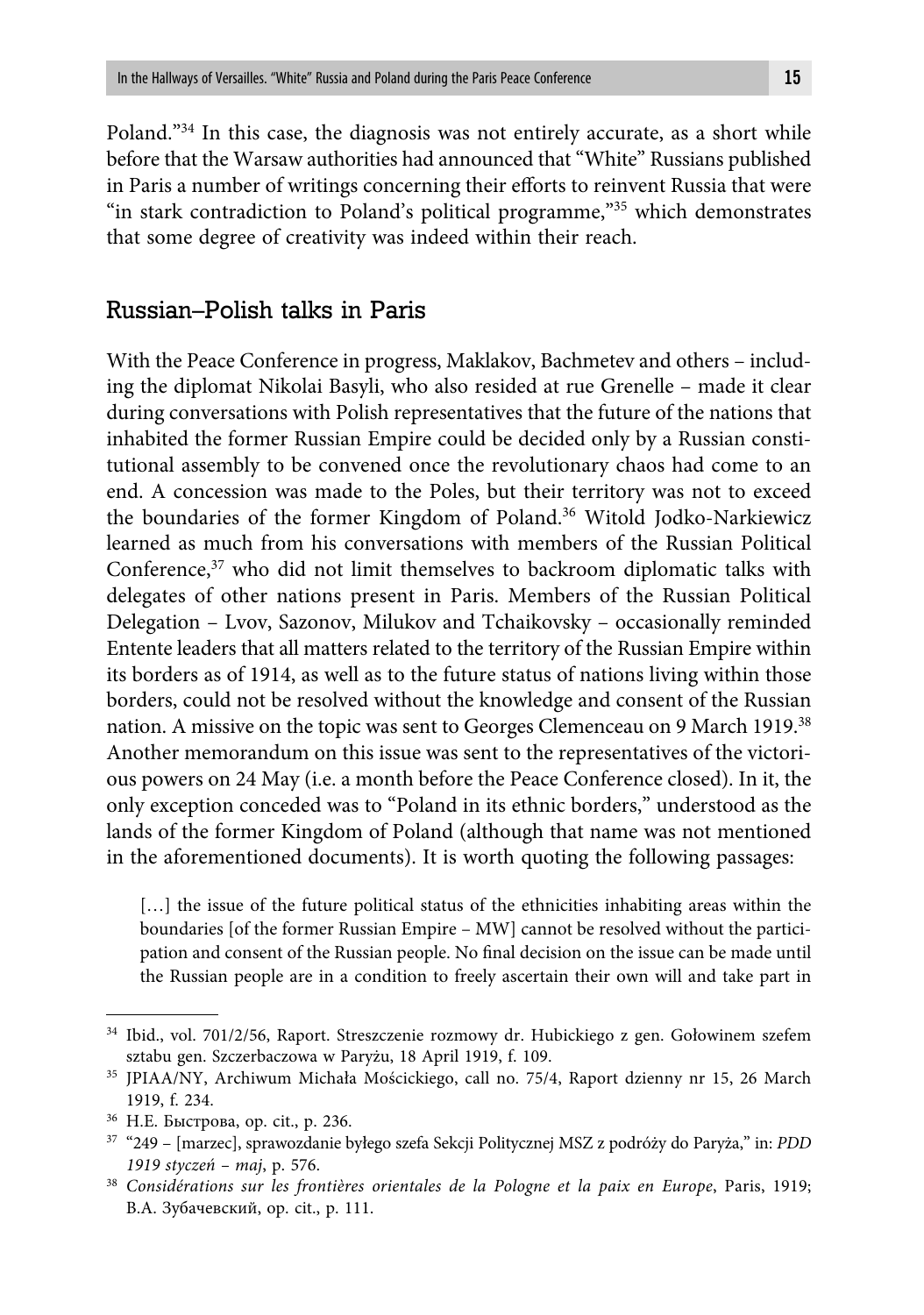Poland."[34] In this case, the diagnosis was not entirely accurate, as a short while before that the Warsaw authorities had announced that "White" Russians published in Paris a number of writings concerning their efforts to reinvent Russia that were "in stark contradiction to Poland's political programme,"[35] which demonstrates that some degree of creativity was indeed within their reach.

## Russian–Polish talks in Paris

With the Peace Conference in progress, Maklakov, Bachmetev and others – including the diplomat Nikolai Basyli, who also resided at rue Grenelle – made it clear during conversations with Polish representatives that the future of the nations that inhabited the former Russian Empire could be decided only by a Russian constitutional assembly to be convened once the revolutionary chaos had come to an end. A concession was made to the Poles, but their territory was not to exceed the boundaries of the former Kingdom of Poland.[36] Witold Jodko-Narkiewicz learned as much from his conversations with members of the Russian Political Conference,[37] who did not limit themselves to backroom diplomatic talks with delegates of other nations present in Paris. Members of the Russian Political Delegation – Lvov, Sazonov, Milukov and Tchaikovsky – occasionally reminded Entente leaders that all matters related to the territory of the Russian Empire within its borders as of 1914, as well as to the future status of nations living within those borders, could not be resolved without the knowledge and consent of the Russian nation. A missive on the topic was sent to Georges Clemenceau on 9 March 1919.[38] Another memorandum on this issue was sent to the representatives of the victorious powers on 24 May (i.e. a month before the Peace Conference closed). In it, the only exception conceded was to "Poland in its ethnic borders," understood as the lands of the former Kingdom of Poland (although that name was not mentioned in the aforementioned documents). It is worth quoting the following passages:

> […] the issue of the future political status of the ethnicities inhabiting areas within the boundaries [of the former Russian Empire – MW] cannot be resolved without the participation and consent of the Russian people. No final decision on the issue can be made until the Russian people are in a condition to freely ascertain their own will and take part in

---

[34] Ibid., vol. 701/2/56, Raport. Streszczenie rozmowy dr. Hubickiego z gen. Gołowinem szefem sztabu gen. Szczerbaczowa w Paryżu, 18 April 1919, f. 109.

[35] JPIAA/NY, Archiwum Michała Mościckiego, call no. 75/4, Raport dzienny nr 15, 26 March 1919, f. 234.

[36] Н.Е. Быстрова, op. cit., p. 236.

[37] "249 – [marzec], sprawozdanie byłego szefa Sekcji Politycznej MSZ z podróży do Paryża," in: *PDD 1919 styczeń – maj*, p. 576.

[38] *Considérations sur les frontières orientales de la Pologne et la paix en Europe*, Paris, 1919; В.А. Зубачевский, op. cit., p. 111.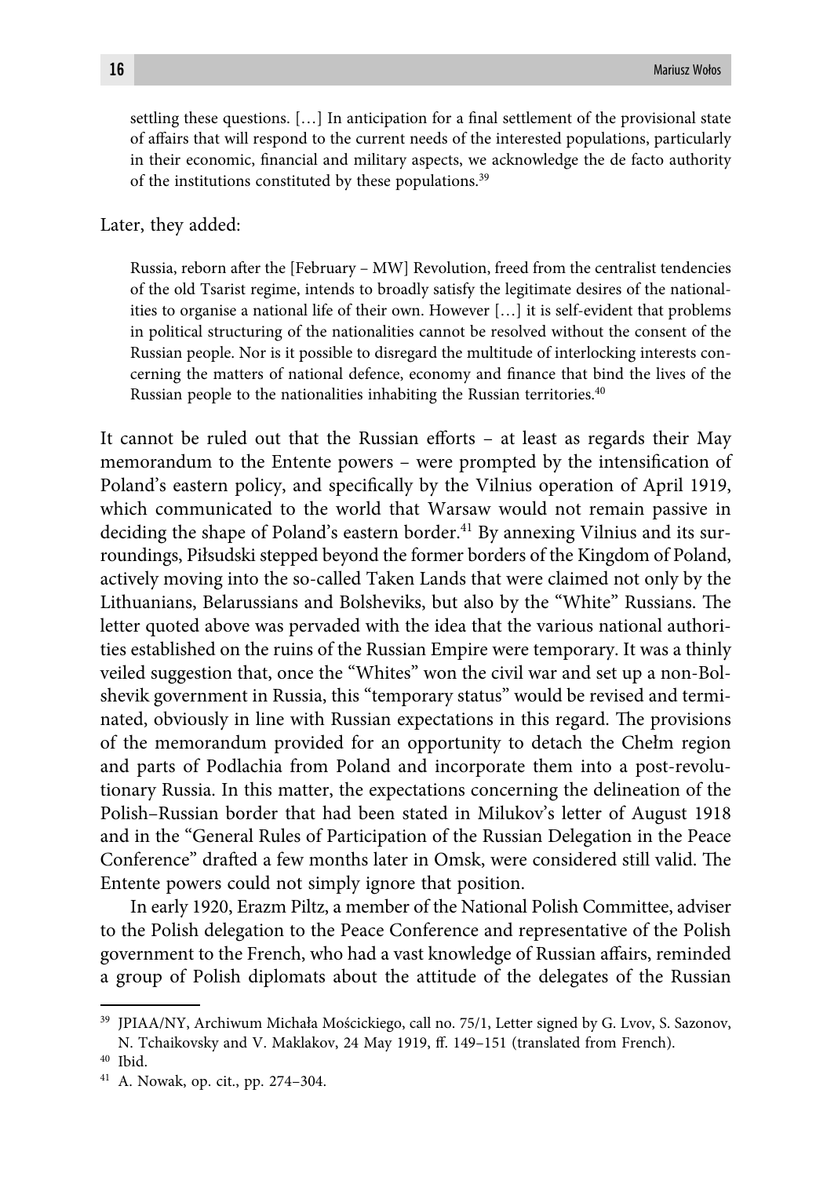> settling these questions. […] In anticipation for a final settlement of the provisional state of affairs that will respond to the current needs of the interested populations, particularly in their economic, financial and military aspects, we acknowledge the de facto authority of the institutions constituted by these populations.[39]

Later, they added:

> Russia, reborn after the [February – MW] Revolution, freed from the centralist tendencies of the old Tsarist regime, intends to broadly satisfy the legitimate desires of the nationalities to organise a national life of their own. However […] it is self-evident that problems in political structuring of the nationalities cannot be resolved without the consent of the Russian people. Nor is it possible to disregard the multitude of interlocking interests concerning the matters of national defence, economy and finance that bind the lives of the Russian people to the nationalities inhabiting the Russian territories.[40]

It cannot be ruled out that the Russian efforts – at least as regards their May memorandum to the Entente powers – were prompted by the intensification of Poland's eastern policy, and specifically by the Vilnius operation of April 1919, which communicated to the world that Warsaw would not remain passive in deciding the shape of Poland's eastern border.[41] By annexing Vilnius and its surroundings, Piłsudski stepped beyond the former borders of the Kingdom of Poland, actively moving into the so-called Taken Lands that were claimed not only by the Lithuanians, Belarussians and Bolsheviks, but also by the "White" Russians. The letter quoted above was pervaded with the idea that the various national authorities established on the ruins of the Russian Empire were temporary. It was a thinly veiled suggestion that, once the "Whites" won the civil war and set up a non-Bolshevik government in Russia, this "temporary status" would be revised and terminated, obviously in line with Russian expectations in this regard. The provisions of the memorandum provided for an opportunity to detach the Chełm region and parts of Podlachia from Poland and incorporate them into a post-revolutionary Russia. In this matter, the expectations concerning the delineation of the Polish–Russian border that had been stated in Milukov's letter of August 1918 and in the "General Rules of Participation of the Russian Delegation in the Peace Conference" drafted a few months later in Omsk, were considered still valid. The Entente powers could not simply ignore that position.

In early 1920, Erazm Piltz, a member of the National Polish Committee, adviser to the Polish delegation to the Peace Conference and representative of the Polish government to the French, who had a vast knowledge of Russian affairs, reminded a group of Polish diplomats about the attitude of the delegates of the Russian

---

[39] JPIAA/NY, Archiwum Michała Mościckiego, call no. 75/1, Letter signed by G. Lvov, S. Sazonov, N. Tchaikovsky and V. Maklakov, 24 May 1919, ff. 149–151 (translated from French).

[40] Ibid.

[41] A. Nowak, op. cit., pp. 274–304.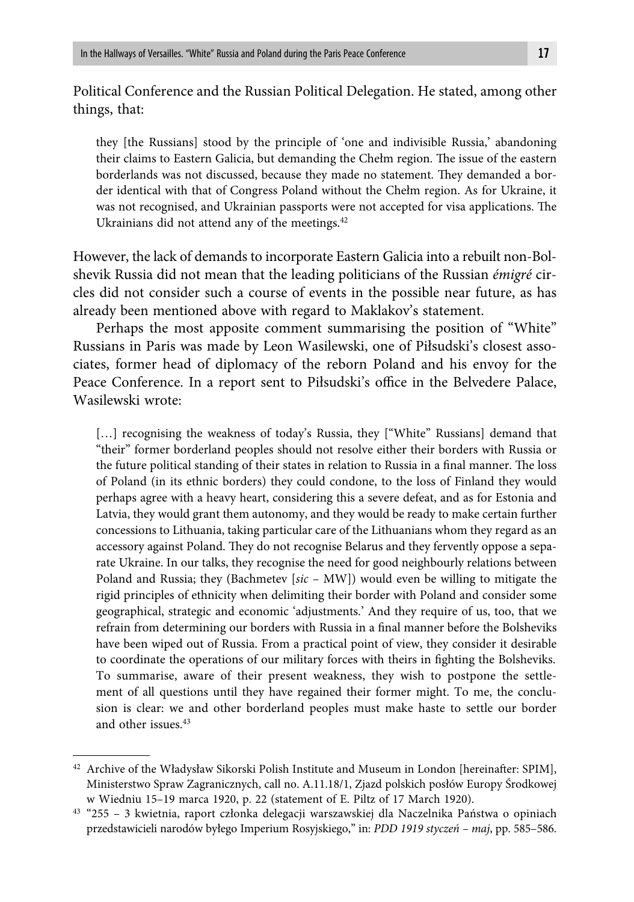Political Conference and the Russian Political Delegation. He stated, among other things, that:

> they [the Russians] stood by the principle of 'one and indivisible Russia,' abandoning their claims to Eastern Galicia, but demanding the Chełm region. The issue of the eastern borderlands was not discussed, because they made no statement. They demanded a border identical with that of Congress Poland without the Chełm region. As for Ukraine, it was not recognised, and Ukrainian passports were not accepted for visa applications. The Ukrainians did not attend any of the meetings.[42]

However, the lack of demands to incorporate Eastern Galicia into a rebuilt non-Bolshevik Russia did not mean that the leading politicians of the Russian *émigré* circles did not consider such a course of events in the possible near future, as has already been mentioned above with regard to Maklakov's statement.

Perhaps the most apposite comment summarising the position of "White" Russians in Paris was made by Leon Wasilewski, one of Piłsudski's closest associates, former head of diplomacy of the reborn Poland and his envoy for the Peace Conference. In a report sent to Piłsudski's office in the Belvedere Palace, Wasilewski wrote:

> […] recognising the weakness of today's Russia, they ["White" Russians] demand that "their" former borderland peoples should not resolve either their borders with Russia or the future political standing of their states in relation to Russia in a final manner. The loss of Poland (in its ethnic borders) they could condone, to the loss of Finland they would perhaps agree with a heavy heart, considering this a severe defeat, and as for Estonia and Latvia, they would grant them autonomy, and they would be ready to make certain further concessions to Lithuania, taking particular care of the Lithuanians whom they regard as an accessory against Poland. They do not recognise Belarus and they fervently oppose a separate Ukraine. In our talks, they recognise the need for good neighbourly relations between Poland and Russia; they (Bachmetev [*sic* – MW]) would even be willing to mitigate the rigid principles of ethnicity when delimiting their border with Poland and consider some geographical, strategic and economic 'adjustments.' And they require of us, too, that we refrain from determining our borders with Russia in a final manner before the Bolsheviks have been wiped out of Russia. From a practical point of view, they consider it desirable to coordinate the operations of our military forces with theirs in fighting the Bolsheviks. To summarise, aware of their present weakness, they wish to postpone the settlement of all questions until they have regained their former might. To me, the conclusion is clear: we and other borderland peoples must make haste to settle our border and other issues.[43]

---

[42] Archive of the Władysław Sikorski Polish Institute and Museum in London [hereinafter: SPIM], Ministerstwo Spraw Zagranicznych, call no. A.11.18/1, Zjazd polskich posłów Europy Środkowej w Wiedniu 15–19 marca 1920, p. 22 (statement of E. Piltz of 17 March 1920).

[43] "255 – 3 kwietnia, raport członka delegacji warszawskiej dla Naczelnika Państwa o opiniach przedstawicieli narodów byłego Imperium Rosyjskiego," in: *PDD 1919 styczeń – maj*, pp. 585–586.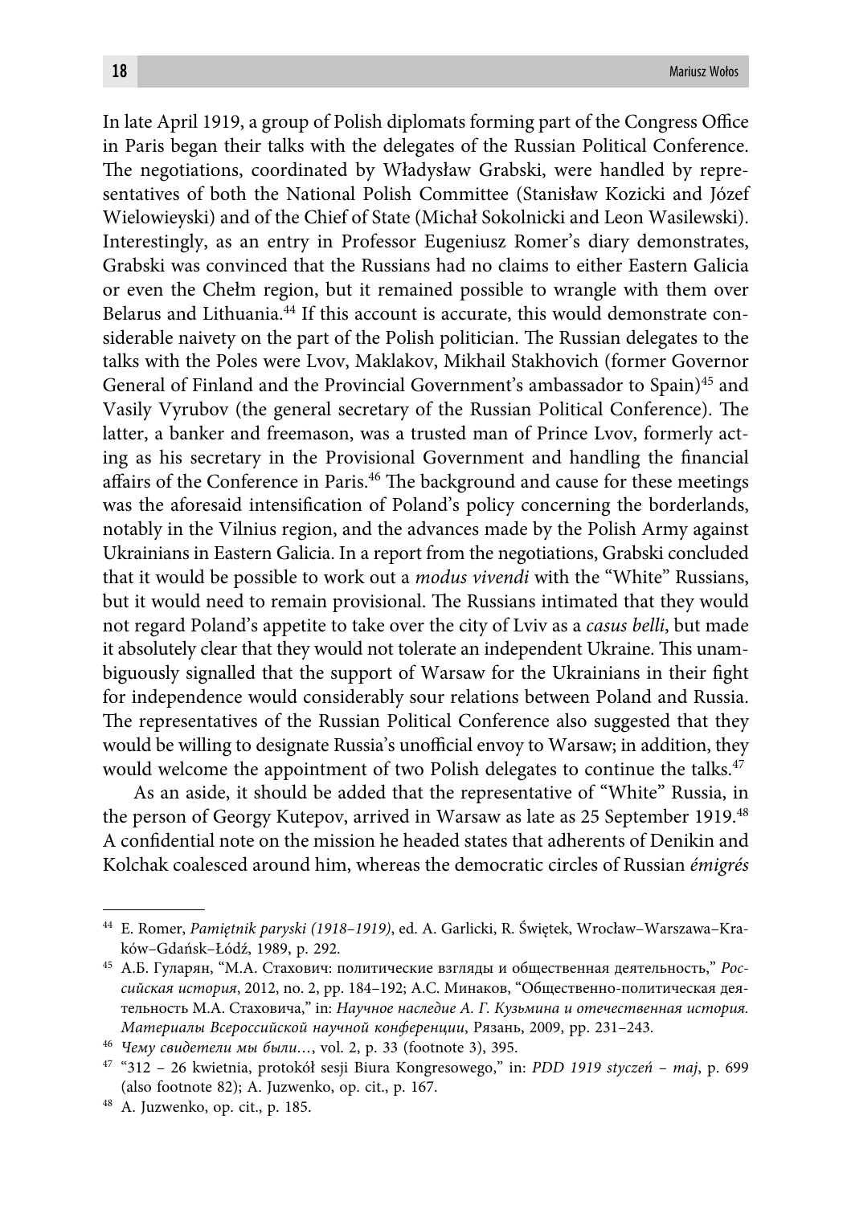In late April 1919, a group of Polish diplomats forming part of the Congress Office in Paris began their talks with the delegates of the Russian Political Conference. The negotiations, coordinated by Władysław Grabski, were handled by representatives of both the National Polish Committee (Stanisław Kozicki and Józef Wielowieyski) and of the Chief of State (Michał Sokolnicki and Leon Wasilewski). Interestingly, as an entry in Professor Eugeniusz Romer's diary demonstrates, Grabski was convinced that the Russians had no claims to either Eastern Galicia or even the Chełm region, but it remained possible to wrangle with them over Belarus and Lithuania.[44] If this account is accurate, this would demonstrate considerable naivety on the part of the Polish politician. The Russian delegates to the talks with the Poles were Lvov, Maklakov, Mikhail Stakhovich (former Governor General of Finland and the Provincial Government's ambassador to Spain)[45] and Vasily Vyrubov (the general secretary of the Russian Political Conference). The latter, a banker and freemason, was a trusted man of Prince Lvov, formerly acting as his secretary in the Provisional Government and handling the financial affairs of the Conference in Paris.[46] The background and cause for these meetings was the aforesaid intensification of Poland's policy concerning the borderlands, notably in the Vilnius region, and the advances made by the Polish Army against Ukrainians in Eastern Galicia. In a report from the negotiations, Grabski concluded that it would be possible to work out a *modus vivendi* with the "White" Russians, but it would need to remain provisional. The Russians intimated that they would not regard Poland's appetite to take over the city of Lviv as a *casus belli*, but made it absolutely clear that they would not tolerate an independent Ukraine. This unambiguously signalled that the support of Warsaw for the Ukrainians in their fight for independence would considerably sour relations between Poland and Russia. The representatives of the Russian Political Conference also suggested that they would be willing to designate Russia's unofficial envoy to Warsaw; in addition, they would welcome the appointment of two Polish delegates to continue the talks.[47]

As an aside, it should be added that the representative of "White" Russia, in the person of Georgy Kutepov, arrived in Warsaw as late as 25 September 1919.[48] A confidential note on the mission he headed states that adherents of Denikin and Kolchak coalesced around him, whereas the democratic circles of Russian *émigrés*

---

[44] E. Romer, *Pamiętnik paryski (1918–1919)*, ed. A. Garlicki, R. Świętek, Wrocław–Warszawa–Kraków–Gdańsk–Łódź, 1989, p. 292.

[45] А.Б. Гуларян, "М.А. Стахович: политические взгляды и общественная деятельность," *Российская история*, 2012, no. 2, pp. 184–192; А.С. Минаков, "Общественно-политическая деятельность М.А. Стаховича," in: *Научное наследие А. Г. Кузьмина и отечественная история. Материалы Всероссийской научной конференции*, Рязань, 2009, pp. 231–243.

[46] *Чему свидетели мы были…*, vol. 2, p. 33 (footnote 3), 395.

[47] "312 – 26 kwietnia, protokół sesji Biura Kongresowego," in: *PDD 1919 styczeń – maj*, p. 699 (also footnote 82); A. Juzwenko, op. cit., p. 167.

[48] A. Juzwenko, op. cit., p. 185.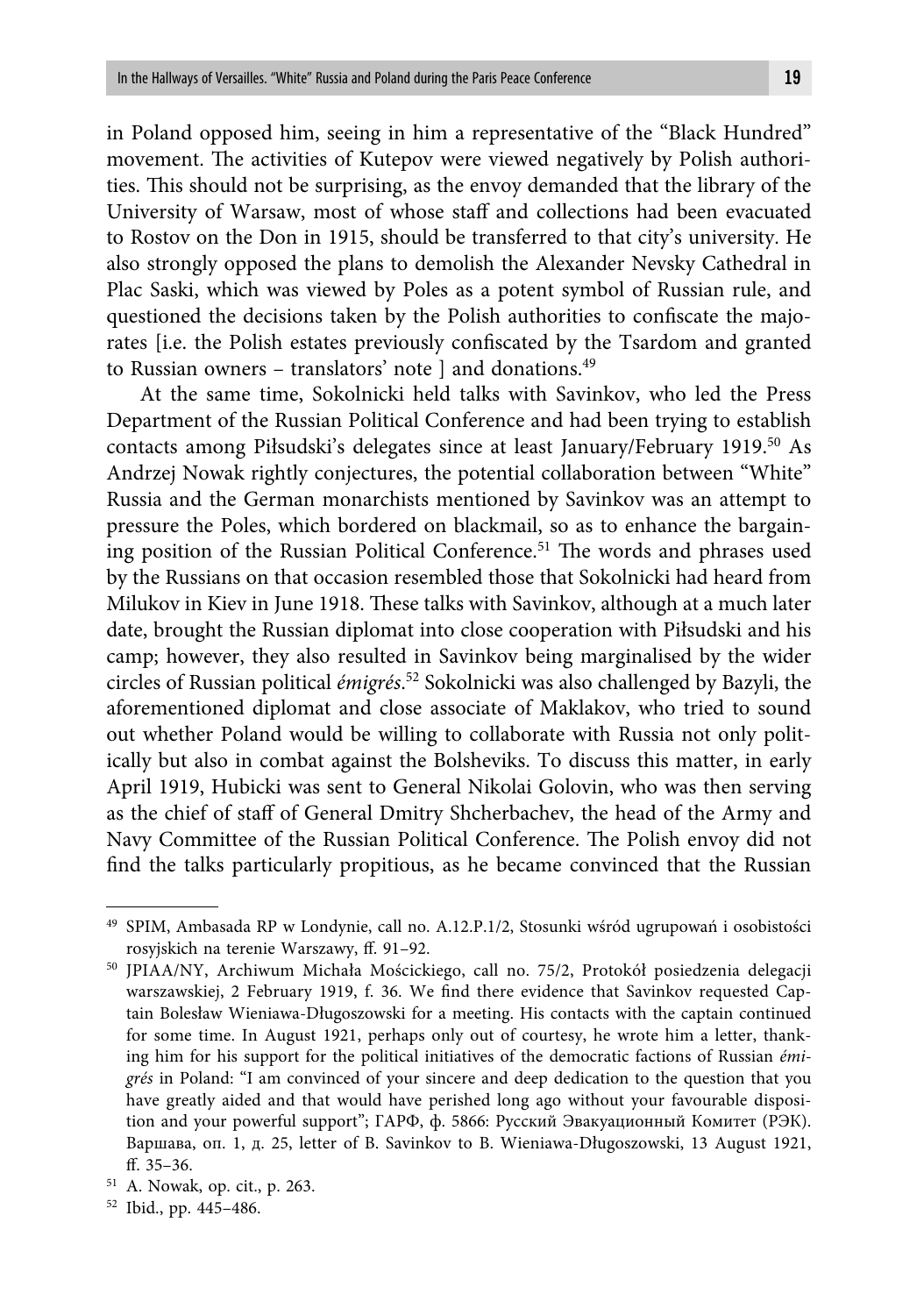in Poland opposed him, seeing in him a representative of the "Black Hundred" movement. The activities of Kutepov were viewed negatively by Polish authorities. This should not be surprising, as the envoy demanded that the library of the University of Warsaw, most of whose staff and collections had been evacuated to Rostov on the Don in 1915, should be transferred to that city's university. He also strongly opposed the plans to demolish the Alexander Nevsky Cathedral in Plac Saski, which was viewed by Poles as a potent symbol of Russian rule, and questioned the decisions taken by the Polish authorities to confiscate the majorates [i.e. the Polish estates previously confiscated by the Tsardom and granted to Russian owners – translators' note ] and donations.[49]

At the same time, Sokolnicki held talks with Savinkov, who led the Press Department of the Russian Political Conference and had been trying to establish contacts among Piłsudski's delegates since at least January/February 1919.[50] As Andrzej Nowak rightly conjectures, the potential collaboration between "White" Russia and the German monarchists mentioned by Savinkov was an attempt to pressure the Poles, which bordered on blackmail, so as to enhance the bargaining position of the Russian Political Conference.[51] The words and phrases used by the Russians on that occasion resembled those that Sokolnicki had heard from Milukov in Kiev in June 1918. These talks with Savinkov, although at a much later date, brought the Russian diplomat into close cooperation with Piłsudski and his camp; however, they also resulted in Savinkov being marginalised by the wider circles of Russian political *émigrés*.[52] Sokolnicki was also challenged by Bazyli, the aforementioned diplomat and close associate of Maklakov, who tried to sound out whether Poland would be willing to collaborate with Russia not only politically but also in combat against the Bolsheviks. To discuss this matter, in early April 1919, Hubicki was sent to General Nikolai Golovin, who was then serving as the chief of staff of General Dmitry Shcherbachev, the head of the Army and Navy Committee of the Russian Political Conference. The Polish envoy did not find the talks particularly propitious, as he became convinced that the Russian

---

[49] SPIM, Ambasada RP w Londynie, call no. A.12.P.1/2, Stosunki wśród ugrupowań i osobistości rosyjskich na terenie Warszawy, ff. 91–92.

[50] JPIAA/NY, Archiwum Michała Mościckiego, call no. 75/2, Protokół posiedzenia delegacji warszawskiej, 2 February 1919, f. 36. We find there evidence that Savinkov requested Captain Bolesław Wieniawa-Długoszowski for a meeting. His contacts with the captain continued for some time. In August 1921, perhaps only out of courtesy, he wrote him a letter, thanking him for his support for the political initiatives of the democratic factions of Russian *émigrés* in Poland: "I am convinced of your sincere and deep dedication to the question that you have greatly aided and that would have perished long ago without your favourable disposition and your powerful support"; ГАРФ, ф. 5866: Русский Эвакуационный Комитет (РЭК). Варшава, оп. 1, д. 25, letter of B. Savinkov to B. Wieniawa-Długoszowski, 13 August 1921, ff. 35–36.

[51] A. Nowak, op. cit., p. 263.

[52] Ibid., pp. 445–486.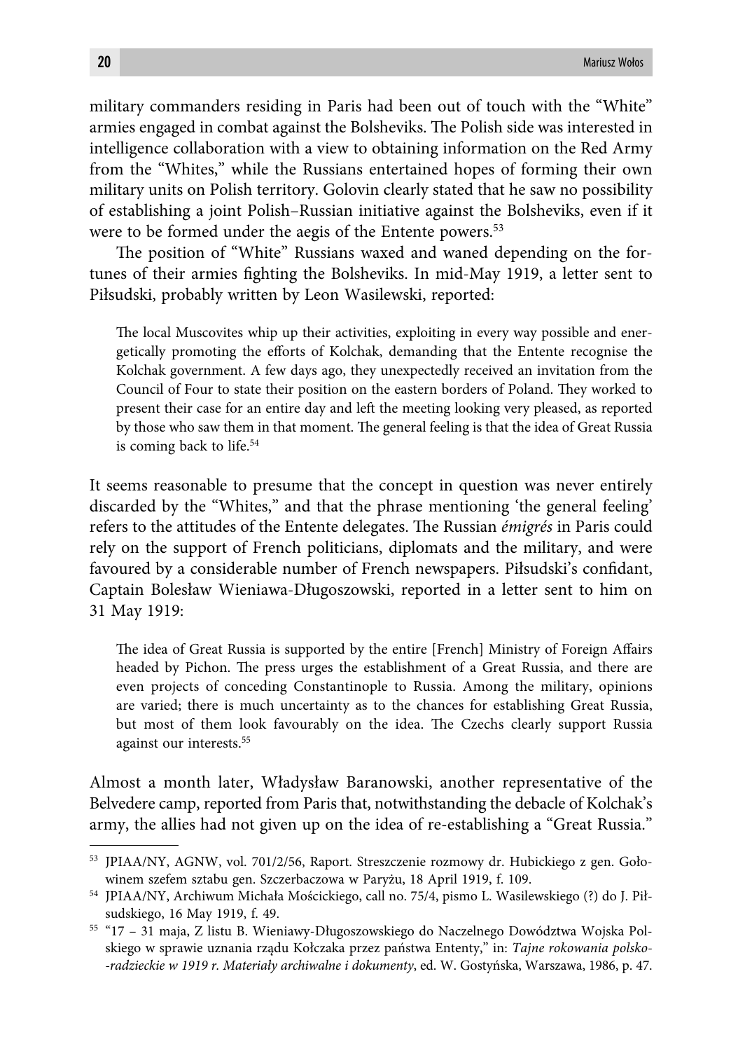military commanders residing in Paris had been out of touch with the "White" armies engaged in combat against the Bolsheviks. The Polish side was interested in intelligence collaboration with a view to obtaining information on the Red Army from the "Whites," while the Russians entertained hopes of forming their own military units on Polish territory. Golovin clearly stated that he saw no possibility of establishing a joint Polish–Russian initiative against the Bolsheviks, even if it were to be formed under the aegis of the Entente powers.[53]

The position of "White" Russians waxed and waned depending on the fortunes of their armies fighting the Bolsheviks. In mid-May 1919, a letter sent to Piłsudski, probably written by Leon Wasilewski, reported:

> The local Muscovites whip up their activities, exploiting in every way possible and energetically promoting the efforts of Kolchak, demanding that the Entente recognise the Kolchak government. A few days ago, they unexpectedly received an invitation from the Council of Four to state their position on the eastern borders of Poland. They worked to present their case for an entire day and left the meeting looking very pleased, as reported by those who saw them in that moment. The general feeling is that the idea of Great Russia is coming back to life.[54]

It seems reasonable to presume that the concept in question was never entirely discarded by the "Whites," and that the phrase mentioning 'the general feeling' refers to the attitudes of the Entente delegates. The Russian *émigrés* in Paris could rely on the support of French politicians, diplomats and the military, and were favoured by a considerable number of French newspapers. Piłsudski's confidant, Captain Bolesław Wieniawa-Długoszowski, reported in a letter sent to him on 31 May 1919:

> The idea of Great Russia is supported by the entire [French] Ministry of Foreign Affairs headed by Pichon. The press urges the establishment of a Great Russia, and there are even projects of conceding Constantinople to Russia. Among the military, opinions are varied; there is much uncertainty as to the chances for establishing Great Russia, but most of them look favourably on the idea. The Czechs clearly support Russia against our interests.[55]

Almost a month later, Władysław Baranowski, another representative of the Belvedere camp, reported from Paris that, notwithstanding the debacle of Kolchak's army, the allies had not given up on the idea of re-establishing a "Great Russia."

---

[53] JPIAA/NY, AGNW, vol. 701/2/56, Raport. Streszczenie rozmowy dr. Hubickiego z gen. Gołowinem szefem sztabu gen. Szczerbaczowa w Paryżu, 18 April 1919, f. 109.

[54] JPIAA/NY, Archiwum Michała Mościckiego, call no. 75/4, pismo L. Wasilewskiego (?) do J. Piłsudskiego, 16 May 1919, f. 49.

[55] "17 – 31 maja, Z listu B. Wieniawy-Długoszowskiego do Naczelnego Dowództwa Wojska Polskiego w sprawie uznania rządu Kołczaka przez państwa Ententy," in: *Tajne rokowania polsko--radzieckie w 1919 r. Materiały archiwalne i dokumenty*, ed. W. Gostyńska, Warszawa, 1986, p. 47.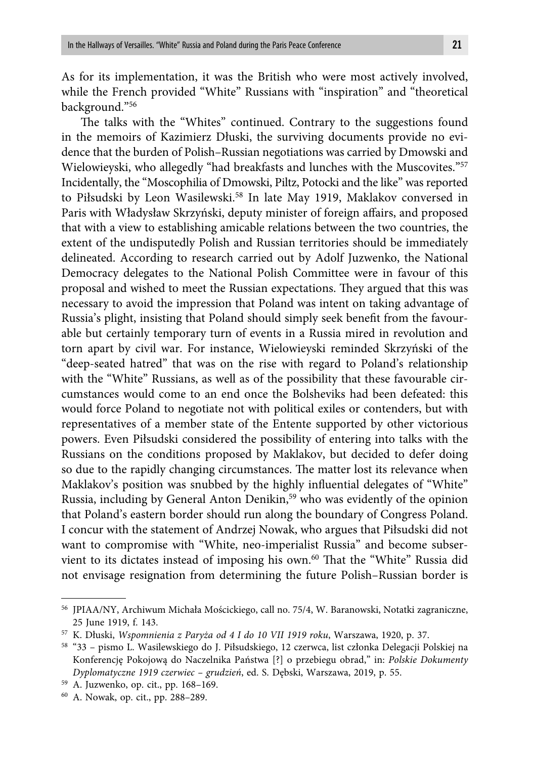As for its implementation, it was the British who were most actively involved, while the French provided "White" Russians with "inspiration" and "theoretical background."[56]

The talks with the "Whites" continued. Contrary to the suggestions found in the memoirs of Kazimierz Dłuski, the surviving documents provide no evidence that the burden of Polish–Russian negotiations was carried by Dmowski and Wielowieyski, who allegedly "had breakfasts and lunches with the Muscovites."[57] Incidentally, the "Moscophilia of Dmowski, Piltz, Potocki and the like" was reported to Piłsudski by Leon Wasilewski.[58] In late May 1919, Maklakov conversed in Paris with Władysław Skrzyński, deputy minister of foreign affairs, and proposed that with a view to establishing amicable relations between the two countries, the extent of the undisputedly Polish and Russian territories should be immediately delineated. According to research carried out by Adolf Juzwenko, the National Democracy delegates to the National Polish Committee were in favour of this proposal and wished to meet the Russian expectations. They argued that this was necessary to avoid the impression that Poland was intent on taking advantage of Russia's plight, insisting that Poland should simply seek benefit from the favourable but certainly temporary turn of events in a Russia mired in revolution and torn apart by civil war. For instance, Wielowieyski reminded Skrzyński of the "deep-seated hatred" that was on the rise with regard to Poland's relationship with the "White" Russians, as well as of the possibility that these favourable circumstances would come to an end once the Bolsheviks had been defeated: this would force Poland to negotiate not with political exiles or contenders, but with representatives of a member state of the Entente supported by other victorious powers. Even Piłsudski considered the possibility of entering into talks with the Russians on the conditions proposed by Maklakov, but decided to defer doing so due to the rapidly changing circumstances. The matter lost its relevance when Maklakov's position was snubbed by the highly influential delegates of "White" Russia, including by General Anton Denikin,[59] who was evidently of the opinion that Poland's eastern border should run along the boundary of Congress Poland. I concur with the statement of Andrzej Nowak, who argues that Piłsudski did not want to compromise with "White, neo-imperialist Russia" and become subservient to its dictates instead of imposing his own.[60] That the "White" Russia did not envisage resignation from determining the future Polish–Russian border is

---

[56] JPIAA/NY, Archiwum Michała Mościckiego, call no. 75/4, W. Baranowski, Notatki zagraniczne, 25 June 1919, f. 143.

[57] K. Dłuski, *Wspomnienia z Paryża od 4 I do 10 VII 1919 roku*, Warszawa, 1920, p. 37.

[58] "33 – pismo L. Wasilewskiego do J. Piłsudskiego, 12 czerwca, list członka Delegacji Polskiej na Konferencję Pokojową do Naczelnika Państwa [?] o przebiegu obrad," in: *Polskie Dokumenty Dyplomatyczne 1919 czerwiec – grudzień*, ed. S. Dębski, Warszawa, 2019, p. 55.

[59] A. Juzwenko, op. cit., pp. 168–169.

[60] A. Nowak, op. cit., pp. 288–289.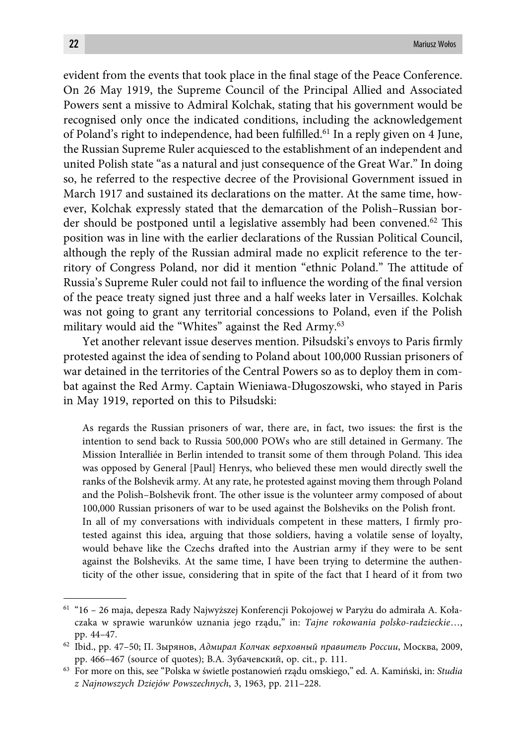evident from the events that took place in the final stage of the Peace Conference. On 26 May 1919, the Supreme Council of the Principal Allied and Associated Powers sent a missive to Admiral Kolchak, stating that his government would be recognised only once the indicated conditions, including the acknowledgement of Poland's right to independence, had been fulfilled.[61] In a reply given on 4 June, the Russian Supreme Ruler acquiesced to the establishment of an independent and united Polish state "as a natural and just consequence of the Great War." In doing so, he referred to the respective decree of the Provisional Government issued in March 1917 and sustained its declarations on the matter. At the same time, however, Kolchak expressly stated that the demarcation of the Polish–Russian border should be postponed until a legislative assembly had been convened.[62] This position was in line with the earlier declarations of the Russian Political Council, although the reply of the Russian admiral made no explicit reference to the territory of Congress Poland, nor did it mention "ethnic Poland." The attitude of Russia's Supreme Ruler could not fail to influence the wording of the final version of the peace treaty signed just three and a half weeks later in Versailles. Kolchak was not going to grant any territorial concessions to Poland, even if the Polish military would aid the "Whites" against the Red Army.[63]

Yet another relevant issue deserves mention. Piłsudski's envoys to Paris firmly protested against the idea of sending to Poland about 100,000 Russian prisoners of war detained in the territories of the Central Powers so as to deploy them in combat against the Red Army. Captain Wieniawa-Długoszowski, who stayed in Paris in May 1919, reported on this to Piłsudski:

> As regards the Russian prisoners of war, there are, in fact, two issues: the first is the intention to send back to Russia 500,000 POWs who are still detained in Germany. The Mission Interalliée in Berlin intended to transit some of them through Poland. This idea was opposed by General [Paul] Henrys, who believed these men would directly swell the ranks of the Bolshevik army. At any rate, he protested against moving them through Poland and the Polish–Bolshevik front. The other issue is the volunteer army composed of about 100,000 Russian prisoners of war to be used against the Bolsheviks on the Polish front.
>
> In all of my conversations with individuals competent in these matters, I firmly protested against this idea, arguing that those soldiers, having a volatile sense of loyalty, would behave like the Czechs drafted into the Austrian army if they were to be sent against the Bolsheviks. At the same time, I have been trying to determine the authenticity of the other issue, considering that in spite of the fact that I heard of it from two

---

[61] "16 – 26 maja, depesza Rady Najwyższej Konferencji Pokojowej w Paryżu do admirała A. Kołaczaka w sprawie warunków uznania jego rządu," in: *Tajne rokowania polsko-radzieckie*…, pp. 44–47.

[62] Ibid., pp. 47–50; П. Зырянов, *Адмирал Колчак верховный правитель России*, Москва, 2009, pp. 466–467 (source of quotes); В.А. Зубачевский, op. cit., p. 111.

[63] For more on this, see "Polska w świetle postanowień rządu omskiego," ed. A. Kamiński, in: *Studia z Najnowszych Dziejów Powszechnych*, 3, 1963, pp. 211–228.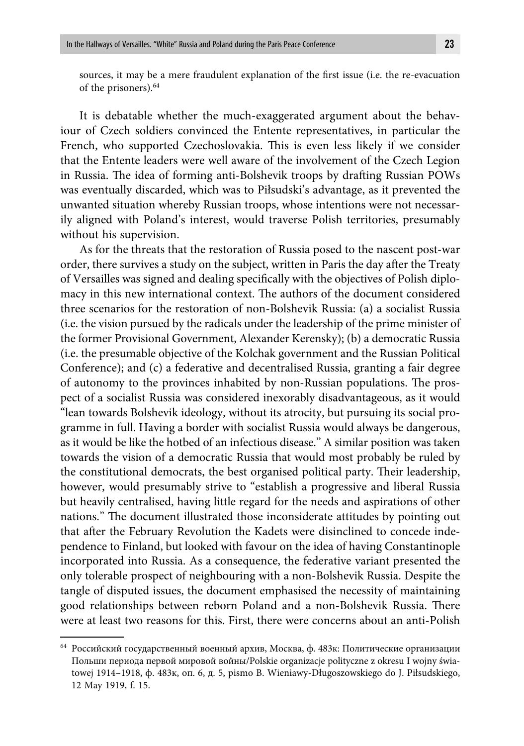sources, it may be a mere fraudulent explanation of the first issue (i.e. the re-evacuation of the prisoners).[64]

It is debatable whether the much-exaggerated argument about the behaviour of Czech soldiers convinced the Entente representatives, in particular the French, who supported Czechoslovakia. This is even less likely if we consider that the Entente leaders were well aware of the involvement of the Czech Legion in Russia. The idea of forming anti-Bolshevik troops by drafting Russian POWs was eventually discarded, which was to Piłsudski's advantage, as it prevented the unwanted situation whereby Russian troops, whose intentions were not necessarily aligned with Poland's interest, would traverse Polish territories, presumably without his supervision.

As for the threats that the restoration of Russia posed to the nascent post-war order, there survives a study on the subject, written in Paris the day after the Treaty of Versailles was signed and dealing specifically with the objectives of Polish diplomacy in this new international context. The authors of the document considered three scenarios for the restoration of non-Bolshevik Russia: (a) a socialist Russia (i.e. the vision pursued by the radicals under the leadership of the prime minister of the former Provisional Government, Alexander Kerensky); (b) a democratic Russia (i.e. the presumable objective of the Kolchak government and the Russian Political Conference); and (c) a federative and decentralised Russia, granting a fair degree of autonomy to the provinces inhabited by non-Russian populations. The prospect of a socialist Russia was considered inexorably disadvantageous, as it would "lean towards Bolshevik ideology, without its atrocity, but pursuing its social programme in full. Having a border with socialist Russia would always be dangerous, as it would be like the hotbed of an infectious disease." A similar position was taken towards the vision of a democratic Russia that would most probably be ruled by the constitutional democrats, the best organised political party. Their leadership, however, would presumably strive to "establish a progressive and liberal Russia but heavily centralised, having little regard for the needs and aspirations of other nations." The document illustrated those inconsiderate attitudes by pointing out that after the February Revolution the Kadets were disinclined to concede independence to Finland, but looked with favour on the idea of having Constantinople incorporated into Russia. As a consequence, the federative variant presented the only tolerable prospect of neighbouring with a non-Bolshevik Russia. Despite the tangle of disputed issues, the document emphasised the necessity of maintaining good relationships between reborn Poland and a non-Bolshevik Russia. There were at least two reasons for this. First, there were concerns about an anti-Polish

---

[64] Российский государственный военный архив, Москва, ф. 483к: Политические организации Польши периода первой мировой войны/Polskie organizacje polityczne z okresu I wojny światowej 1914–1918, ф. 483к, оп. 6, д. 5, pismo B. Wieniawy-Długoszowskiego do J. Piłsudskiego, 12 May 1919, f. 15.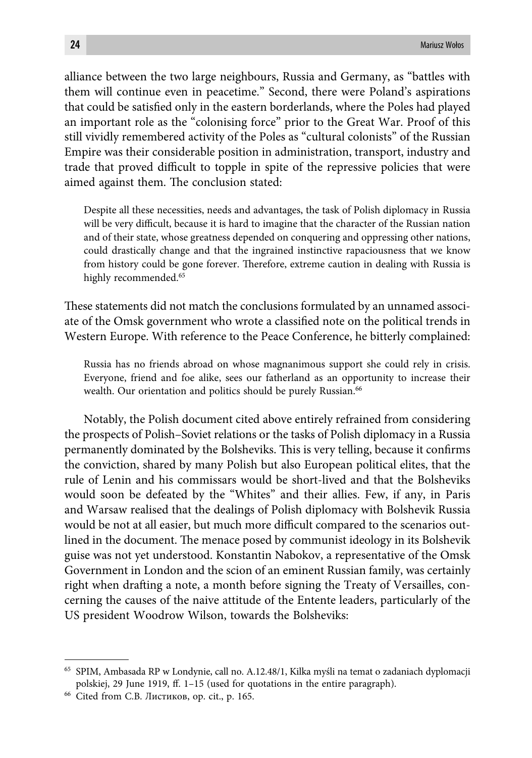alliance between the two large neighbours, Russia and Germany, as "battles with them will continue even in peacetime." Second, there were Poland's aspirations that could be satisfied only in the eastern borderlands, where the Poles had played an important role as the "colonising force" prior to the Great War. Proof of this still vividly remembered activity of the Poles as "cultural colonists" of the Russian Empire was their considerable position in administration, transport, industry and trade that proved difficult to topple in spite of the repressive policies that were aimed against them. The conclusion stated:

> Despite all these necessities, needs and advantages, the task of Polish diplomacy in Russia will be very difficult, because it is hard to imagine that the character of the Russian nation and of their state, whose greatness depended on conquering and oppressing other nations, could drastically change and that the ingrained instinctive rapaciousness that we know from history could be gone forever. Therefore, extreme caution in dealing with Russia is highly recommended.[65]

These statements did not match the conclusions formulated by an unnamed associate of the Omsk government who wrote a classified note on the political trends in Western Europe. With reference to the Peace Conference, he bitterly complained:

> Russia has no friends abroad on whose magnanimous support she could rely in crisis. Everyone, friend and foe alike, sees our fatherland as an opportunity to increase their wealth. Our orientation and politics should be purely Russian.[66]

Notably, the Polish document cited above entirely refrained from considering the prospects of Polish–Soviet relations or the tasks of Polish diplomacy in a Russia permanently dominated by the Bolsheviks. This is very telling, because it confirms the conviction, shared by many Polish but also European political elites, that the rule of Lenin and his commissars would be short-lived and that the Bolsheviks would soon be defeated by the "Whites" and their allies. Few, if any, in Paris and Warsaw realised that the dealings of Polish diplomacy with Bolshevik Russia would be not at all easier, but much more difficult compared to the scenarios outlined in the document. The menace posed by communist ideology in its Bolshevik guise was not yet understood. Konstantin Nabokov, a representative of the Omsk Government in London and the scion of an eminent Russian family, was certainly right when drafting a note, a month before signing the Treaty of Versailles, concerning the causes of the naive attitude of the Entente leaders, particularly of the US president Woodrow Wilson, towards the Bolsheviks:

---

[65] SPIM, Ambasada RP w Londynie, call no. A.12.48/1, Kilka myśli na temat o zadaniach dyplomacji polskiej, 29 June 1919, ff. 1–15 (used for quotations in the entire paragraph).

[66] Cited from С.В. Листиков, op. cit., p. 165.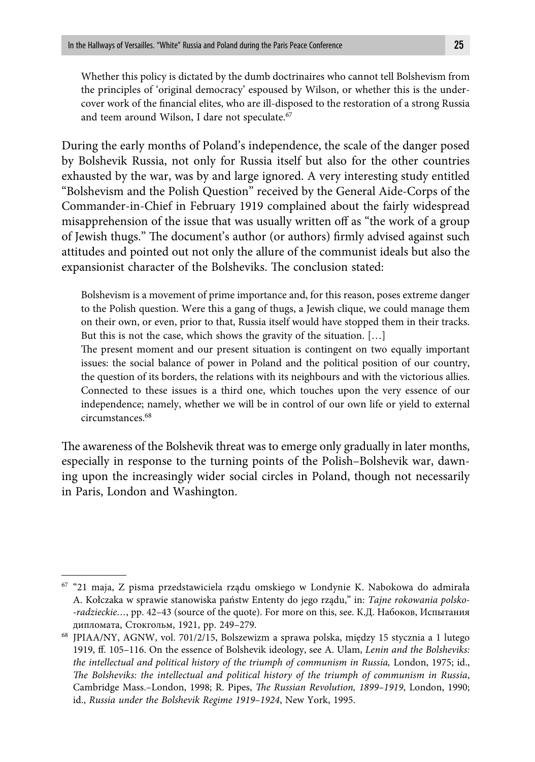> Whether this policy is dictated by the dumb doctrinaires who cannot tell Bolshevism from the principles of 'original democracy' espoused by Wilson, or whether this is the undercover work of the financial elites, who are ill-disposed to the restoration of a strong Russia and teem around Wilson, I dare not speculate.[67]

During the early months of Poland's independence, the scale of the danger posed by Bolshevik Russia, not only for Russia itself but also for the other countries exhausted by the war, was by and large ignored. A very interesting study entitled "Bolshevism and the Polish Question" received by the General Aide-Corps of the Commander-in-Chief in February 1919 complained about the fairly widespread misapprehension of the issue that was usually written off as "the work of a group of Jewish thugs." The document's author (or authors) firmly advised against such attitudes and pointed out not only the allure of the communist ideals but also the expansionist character of the Bolsheviks. The conclusion stated:

> Bolshevism is a movement of prime importance and, for this reason, poses extreme danger to the Polish question. Were this a gang of thugs, a Jewish clique, we could manage them on their own, or even, prior to that, Russia itself would have stopped them in their tracks. But this is not the case, which shows the gravity of the situation. […]
>
> The present moment and our present situation is contingent on two equally important issues: the social balance of power in Poland and the political position of our country, the question of its borders, the relations with its neighbours and with the victorious allies. Connected to these issues is a third one, which touches upon the very essence of our independence; namely, whether we will be in control of our own life or yield to external circumstances.[68]

The awareness of the Bolshevik threat was to emerge only gradually in later months, especially in response to the turning points of the Polish–Bolshevik war, dawning upon the increasingly wider social circles in Poland, though not necessarily in Paris, London and Washington.

---

[67] "21 maja, Z pisma przedstawiciela rządu omskiego w Londynie K. Nabokowa do admirała A. Kołczaka w sprawie stanowiska państw Ententy do jego rządu," in: *Tajne rokowania polsko--radzieckie…*, pp. 42–43 (source of the quote). For more on this, see. К.Д. Набоков, Испытания дипломата, Стокгольм, 1921, pp. 249–279.

[68] JPIAA/NY, AGNW, vol. 701/2/15, Bolszewizm a sprawa polska, między 15 stycznia a 1 lutego 1919, ff. 105–116. On the essence of Bolshevik ideology, see A. Ulam, *Lenin and the Bolsheviks: the intellectual and political history of the triumph of communism in Russia,* London, 1975; id., *The Bolsheviks: the intellectual and political history of the triumph of communism in Russia*, Cambridge Mass.–London, 1998; R. Pipes, *The Russian Revolution, 1899–1919*, London, 1990; id., *Russia under the Bolshevik Regime 1919–1924*, New York, 1995.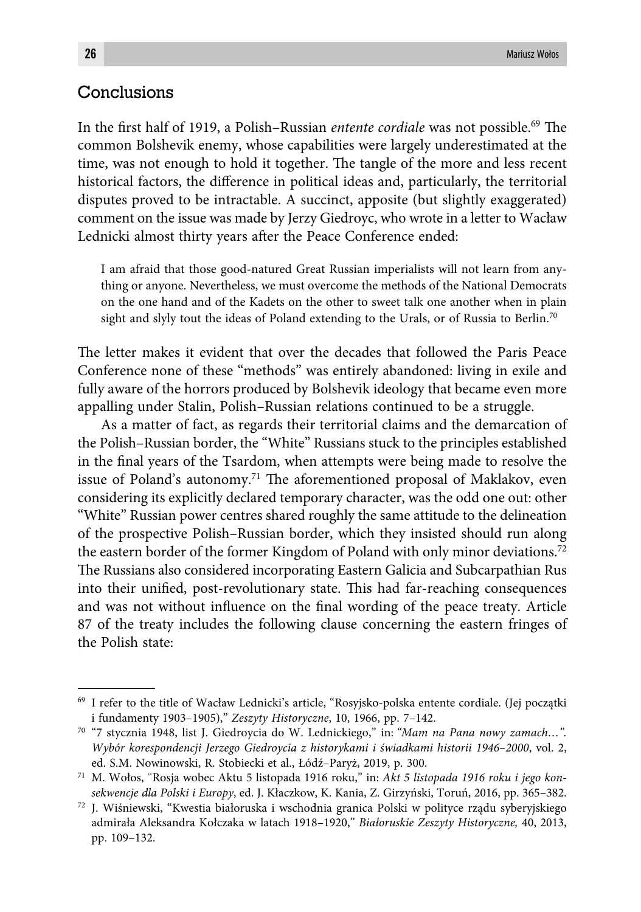## Conclusions

In the first half of 1919, a Polish–Russian *entente cordiale* was not possible.[69] The common Bolshevik enemy, whose capabilities were largely underestimated at the time, was not enough to hold it together. The tangle of the more and less recent historical factors, the difference in political ideas and, particularly, the territorial disputes proved to be intractable. A succinct, apposite (but slightly exaggerated) comment on the issue was made by Jerzy Giedroyc, who wrote in a letter to Wacław Lednicki almost thirty years after the Peace Conference ended:

> I am afraid that those good-natured Great Russian imperialists will not learn from anything or anyone. Nevertheless, we must overcome the methods of the National Democrats on the one hand and of the Kadets on the other to sweet talk one another when in plain sight and slyly tout the ideas of Poland extending to the Urals, or of Russia to Berlin.[70]

The letter makes it evident that over the decades that followed the Paris Peace Conference none of these "methods" was entirely abandoned: living in exile and fully aware of the horrors produced by Bolshevik ideology that became even more appalling under Stalin, Polish–Russian relations continued to be a struggle.

As a matter of fact, as regards their territorial claims and the demarcation of the Polish–Russian border, the "White" Russians stuck to the principles established in the final years of the Tsardom, when attempts were being made to resolve the issue of Poland's autonomy.[71] The aforementioned proposal of Maklakov, even considering its explicitly declared temporary character, was the odd one out: other "White" Russian power centres shared roughly the same attitude to the delineation of the prospective Polish–Russian border, which they insisted should run along the eastern border of the former Kingdom of Poland with only minor deviations.[72] The Russians also considered incorporating Eastern Galicia and Subcarpathian Rus into their unified, post-revolutionary state. This had far-reaching consequences and was not without influence on the final wording of the peace treaty. Article 87 of the treaty includes the following clause concerning the eastern fringes of the Polish state:

---

[69] I refer to the title of Wacław Lednicki's article, "Rosyjsko-polska entente cordiale. (Jej początki i fundamenty 1903–1905)," *Zeszyty Historyczne*, 10, 1966, pp. 7–142.

[70] "7 stycznia 1948, list J. Giedroycia do W. Lednickiego," in: *"Mam na Pana nowy zamach…". Wybór korespondencji Jerzego Giedroycia z historykami i świadkami historii 1946–2000*, vol. 2, ed. S.M. Nowinowski, R. Stobiecki et al., Łódź–Paryż, 2019, p. 300.

[71] M. Wołos, "Rosja wobec Aktu 5 listopada 1916 roku," in: *Akt 5 listopada 1916 roku i jego konsekwencje dla Polski i Europy*, ed. J. Kłaczkow, K. Kania, Z. Girzyński, Toruń, 2016, pp. 365–382.

[72] J. Wiśniewski, "Kwestia białoruska i wschodnia granica Polski w polityce rządu syberyjskiego admirała Aleksandra Kołczaka w latach 1918–1920," *Białoruskie Zeszyty Historyczne,* 40, 2013, pp. 109–132.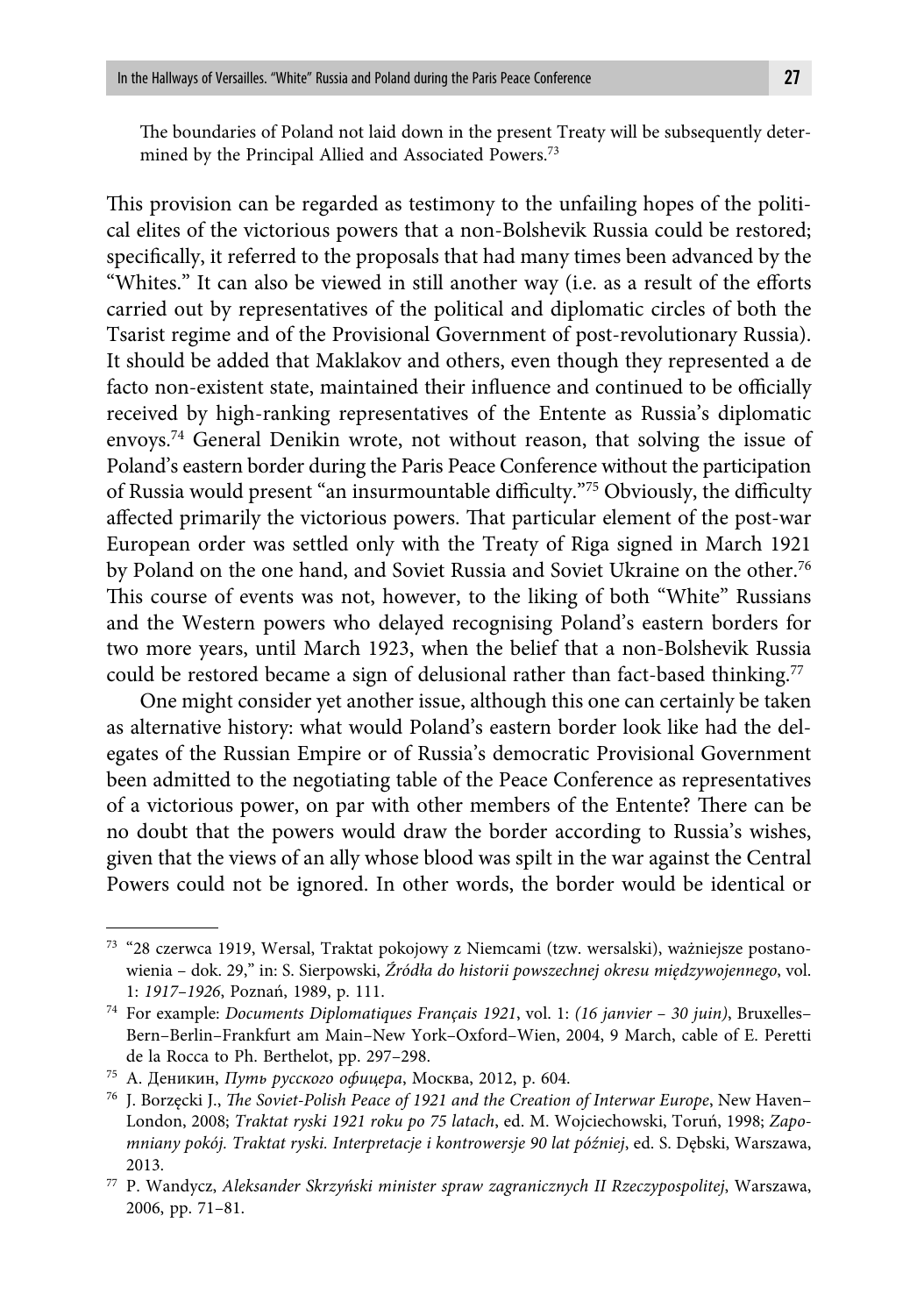The boundaries of Poland not laid down in the present Treaty will be subsequently determined by the Principal Allied and Associated Powers.[73]

This provision can be regarded as testimony to the unfailing hopes of the political elites of the victorious powers that a non-Bolshevik Russia could be restored; specifically, it referred to the proposals that had many times been advanced by the "Whites." It can also be viewed in still another way (i.e. as a result of the efforts carried out by representatives of the political and diplomatic circles of both the Tsarist regime and of the Provisional Government of post-revolutionary Russia). It should be added that Maklakov and others, even though they represented a de facto non-existent state, maintained their influence and continued to be officially received by high-ranking representatives of the Entente as Russia's diplomatic envoys.[74] General Denikin wrote, not without reason, that solving the issue of Poland's eastern border during the Paris Peace Conference without the participation of Russia would present "an insurmountable difficulty."[75] Obviously, the difficulty affected primarily the victorious powers. That particular element of the post-war European order was settled only with the Treaty of Riga signed in March 1921 by Poland on the one hand, and Soviet Russia and Soviet Ukraine on the other.[76] This course of events was not, however, to the liking of both "White" Russians and the Western powers who delayed recognising Poland's eastern borders for two more years, until March 1923, when the belief that a non-Bolshevik Russia could be restored became a sign of delusional rather than fact-based thinking.[77]

One might consider yet another issue, although this one can certainly be taken as alternative history: what would Poland's eastern border look like had the delegates of the Russian Empire or of Russia's democratic Provisional Government been admitted to the negotiating table of the Peace Conference as representatives of a victorious power, on par with other members of the Entente? There can be no doubt that the powers would draw the border according to Russia's wishes, given that the views of an ally whose blood was spilt in the war against the Central Powers could not be ignored. In other words, the border would be identical or

---

[73] "28 czerwca 1919, Wersal, Traktat pokojowy z Niemcami (tzw. wersalski), ważniejsze postanowienia – dok. 29," in: S. Sierpowski, *Źródła do historii powszechnej okresu międzywojennego*, vol. 1: *1917–1926*, Poznań, 1989, p. 111.

[74] For example: *Documents Diplomatiques Français 1921*, vol. 1: *(16 janvier – 30 juin)*, Bruxelles–Bern–Berlin–Frankfurt am Main–New York–Oxford–Wien, 2004, 9 March, cable of E. Peretti de la Rocca to Ph. Berthelot, pp. 297–298.

[75] А. Деникин, *Путь русского офицера*, Москва, 2012, p. 604.

[76] J. Borzęcki J., *The Soviet-Polish Peace of 1921 and the Creation of Interwar Europe*, New Haven–London, 2008; *Traktat ryski 1921 roku po 75 latach*, ed. M. Wojciechowski, Toruń, 1998; *Zapomniany pokój. Traktat ryski. Interpretacje i kontrowersje 90 lat później*, ed. S. Dębski, Warszawa, 2013.

[77] P. Wandycz, *Aleksander Skrzyński minister spraw zagranicznych II Rzeczypospolitej*, Warszawa, 2006, pp. 71–81.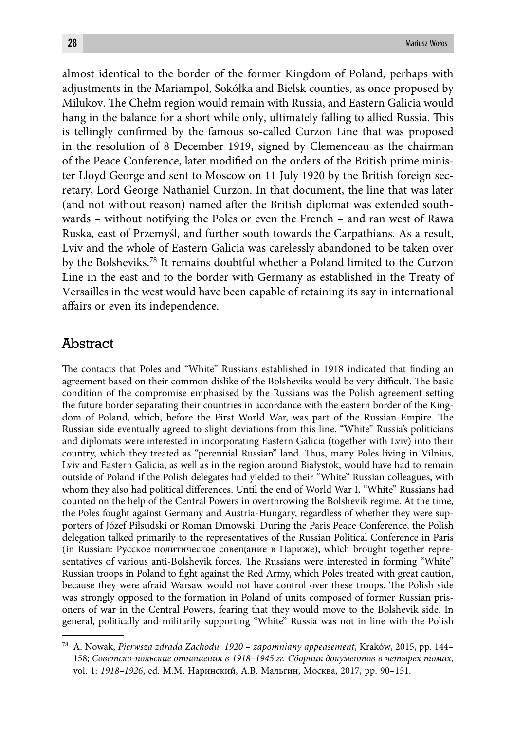almost identical to the border of the former Kingdom of Poland, perhaps with adjustments in the Mariampol, Sokółka and Bielsk counties, as once proposed by Milukov. The Chełm region would remain with Russia, and Eastern Galicia would hang in the balance for a short while only, ultimately falling to allied Russia. This is tellingly confirmed by the famous so-called Curzon Line that was proposed in the resolution of 8 December 1919, signed by Clemenceau as the chairman of the Peace Conference, later modified on the orders of the British prime minister Lloyd George and sent to Moscow on 11 July 1920 by the British foreign secretary, Lord George Nathaniel Curzon. In that document, the line that was later (and not without reason) named after the British diplomat was extended southwards – without notifying the Poles or even the French – and ran west of Rawa Ruska, east of Przemyśl, and further south towards the Carpathians. As a result, Lviv and the whole of Eastern Galicia was carelessly abandoned to be taken over by the Bolsheviks.[78] It remains doubtful whether a Poland limited to the Curzon Line in the east and to the border with Germany as established in the Treaty of Versailles in the west would have been capable of retaining its say in international affairs or even its independence.

## Abstract

The contacts that Poles and "White" Russians established in 1918 indicated that finding an agreement based on their common dislike of the Bolsheviks would be very difficult. The basic condition of the compromise emphasised by the Russians was the Polish agreement setting the future border separating their countries in accordance with the eastern border of the Kingdom of Poland, which, before the First World War, was part of the Russian Empire. The Russian side eventually agreed to slight deviations from this line. "White" Russia's politicians and diplomats were interested in incorporating Eastern Galicia (together with Lviv) into their country, which they treated as "perennial Russian" land. Thus, many Poles living in Vilnius, Lviv and Eastern Galicia, as well as in the region around Białystok, would have had to remain outside of Poland if the Polish delegates had yielded to their "White" Russian colleagues, with whom they also had political differences. Until the end of World War I, "White" Russians had counted on the help of the Central Powers in overthrowing the Bolshevik regime. At the time, the Poles fought against Germany and Austria-Hungary, regardless of whether they were supporters of Józef Piłsudski or Roman Dmowski. During the Paris Peace Conference, the Polish delegation talked primarily to the representatives of the Russian Political Conference in Paris (in Russian: Русское политическое совещание в Париже), which brought together representatives of various anti-Bolshevik forces. The Russians were interested in forming "White" Russian troops in Poland to fight against the Red Army, which Poles treated with great caution, because they were afraid Warsaw would not have control over these troops. The Polish side was strongly opposed to the formation in Poland of units composed of former Russian prisoners of war in the Central Powers, fearing that they would move to the Bolshevik side. In general, politically and militarily supporting "White" Russia was not in line with the Polish

---

[78] A. Nowak, *Pierwsza zdrada Zachodu. 1920 – zapomniany appeasement*, Kraków, 2015, pp. 144–158; *Советско-польские отношения в 1918–1945 гг. Сборник документов в четырех томах*, vol. 1: *1918–1926*, ed. М.М. Наринский, А.В. Мальгин, Москва, 2017, pp. 90–151.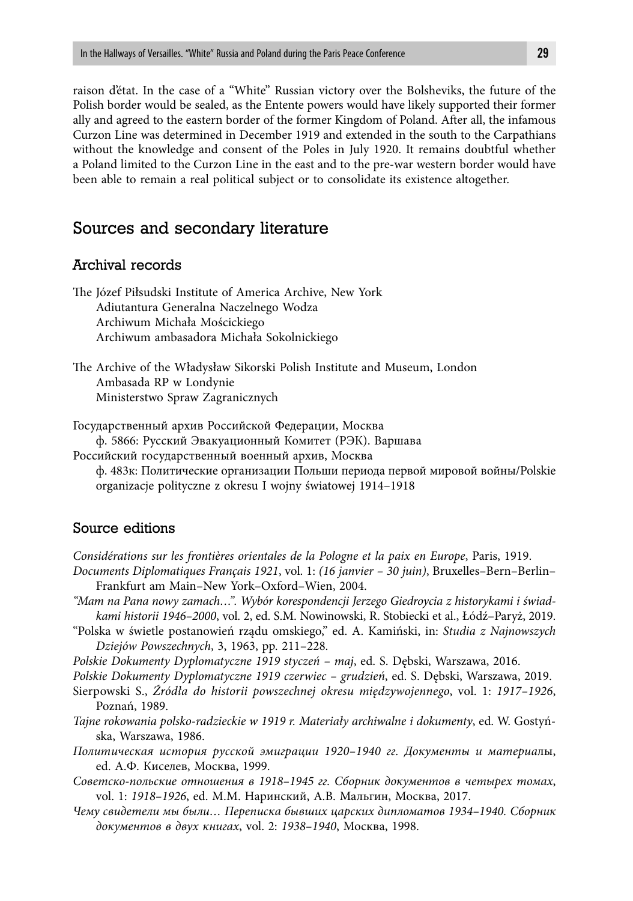raison d'état. In the case of a "White" Russian victory over the Bolsheviks, the future of the Polish border would be sealed, as the Entente powers would have likely supported their former ally and agreed to the eastern border of the former Kingdom of Poland. After all, the infamous Curzon Line was determined in December 1919 and extended in the south to the Carpathians without the knowledge and consent of the Poles in July 1920. It remains doubtful whether a Poland limited to the Curzon Line in the east and to the pre-war western border would have been able to remain a real political subject or to consolidate its existence altogether.

## Sources and secondary literature

### Archival records

The Józef Piłsudski Institute of America Archive, New York
  Adiutantura Generalna Naczelnego Wodza
  Archiwum Michała Mościckiego
  Archiwum ambasadora Michała Sokolnickiego

The Archive of the Władysław Sikorski Polish Institute and Museum, London
  Ambasada RP w Londynie
  Ministerstwo Spraw Zagranicznych

Государственный архив Российской Федерации, Москва
  ф. 5866: Русский Эвакуационный Комитет (РЭК). Варшава
Российский государственный военный архив, Москва
  ф. 483к: Политические организации Польши периода первой мировой войны/Polskie organizacje polityczne z okresu I wojny światowej 1914–1918

### Source editions

*Considérations sur les frontières orientales de la Pologne et la paix en Europe*, Paris, 1919.

*Documents Diplomatiques Français 1921*, vol. 1: *(16 janvier – 30 juin)*, Bruxelles–Bern–Berlin–Frankfurt am Main–New York–Oxford–Wien, 2004.

*"Mam na Pana nowy zamach…". Wybór korespondencji Jerzego Giedroycia z historykami i świadkami historii 1946–2000*, vol. 2, ed. S.M. Nowinowski, R. Stobiecki et al., Łódź–Paryż, 2019.

"Polska w świetle postanowień rządu omskiego," ed. A. Kamiński, in: *Studia z Najnowszych Dziejów Powszechnych*, 3, 1963, pp. 211–228.

*Polskie Dokumenty Dyplomatyczne 1919 styczeń – maj*, ed. S. Dębski, Warszawa, 2016.

*Polskie Dokumenty Dyplomatyczne 1919 czerwiec – grudzień*, ed. S. Dębski, Warszawa, 2019.

Sierpowski S., *Źródła do historii powszechnej okresu międzywojennego*, vol. 1: *1917–1926*, Poznań, 1989.

*Tajne rokowania polsko-radzieckie w 1919 r. Materiały archiwalne i dokumenty*, ed. W. Gostyńska, Warszawa, 1986.

*Политическая история русской эмиграции 1920–1940 гг. Документы и материалы*, ed. А.Ф. Киселев, Москва, 1999.

*Советско-польские отношения в 1918–1945 гг. Сборник документов в четырех томах*, vol. 1: *1918–1926*, ed. М.М. Наринский, А.В. Мальгин, Москва, 2017.

*Чему свидетели мы были… Переписка бывших царских дипломатов 1934–1940. Сборник документов в двух книгах*, vol. 2: *1938–1940*, Москва, 1998.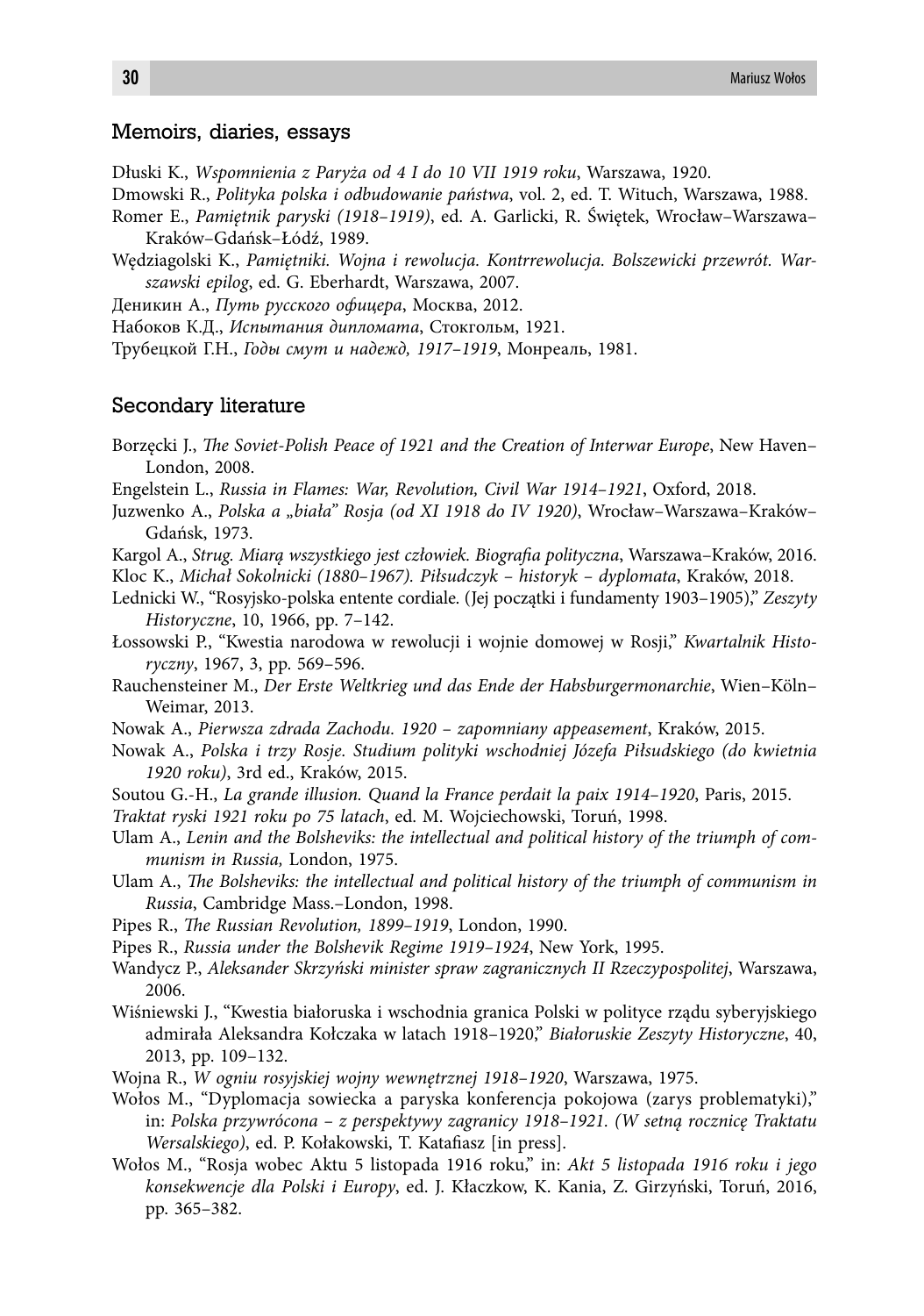### Memoirs, diaries, essays

Dłuski K., *Wspomnienia z Paryża od 4 I do 10 VII 1919 roku*, Warszawa, 1920.

Dmowski R., *Polityka polska i odbudowanie państwa*, vol. 2, ed. T. Wituch, Warszawa, 1988.

Romer E., *Pamiętnik paryski (1918–1919)*, ed. A. Garlicki, R. Świętek, Wrocław–Warszawa–Kraków–Gdańsk–Łódź, 1989.

Wędziagolski K., *Pamiętniki. Wojna i rewolucja. Kontrrewolucja. Bolszewicki przewrót. Warszawski epilog*, ed. G. Eberhardt, Warszawa, 2007.

Деникин А., *Путь русского офицера*, Москва, 2012.

Набоков К.Д., *Испытания дипломата*, Стокгольм, 1921.

Трубецкой Г.Н., *Годы смут и надежд, 1917–1919*, Монреаль, 1981.

### Secondary literature

Borzęcki J., *The Soviet-Polish Peace of 1921 and the Creation of Interwar Europe*, New Haven–London, 2008.

Engelstein L., *Russia in Flames: War, Revolution, Civil War 1914–1921*, Oxford, 2018.

Juzwenko A., *Polska a „biała" Rosja (od XI 1918 do IV 1920)*, Wrocław–Warszawa–Kraków–Gdańsk, 1973.

Kargol A., *Strug. Miarą wszystkiego jest człowiek. Biografia polityczna*, Warszawa–Kraków, 2016.

Kloc K., *Michał Sokolnicki (1880–1967). Piłsudczyk – historyk – dyplomata*, Kraków, 2018.

Lednicki W., "Rosyjsko-polska entente cordiale. (Jej początki i fundamenty 1903–1905)," *Zeszyty Historyczne*, 10, 1966, pp. 7–142.

Łossowski P., "Kwestia narodowa w rewolucji i wojnie domowej w Rosji," *Kwartalnik Historyczny*, 1967, 3, pp. 569–596.

Rauchensteiner M., *Der Erste Weltkrieg und das Ende der Habsburgermonarchie*, Wien–Köln–Weimar, 2013.

Nowak A., *Pierwsza zdrada Zachodu. 1920 – zapomniany appeasement*, Kraków, 2015.

Nowak A., *Polska i trzy Rosje. Studium polityki wschodniej Józefa Piłsudskiego (do kwietnia 1920 roku)*, 3rd ed., Kraków, 2015.

Soutou G.-H., *La grande illusion. Quand la France perdait la paix 1914–1920*, Paris, 2015.

*Traktat ryski 1921 roku po 75 latach*, ed. M. Wojciechowski, Toruń, 1998.

Ulam A., *Lenin and the Bolsheviks: the intellectual and political history of the triumph of communism in Russia,* London, 1975.

Ulam A., *The Bolsheviks: the intellectual and political history of the triumph of communism in Russia*, Cambridge Mass.–London, 1998.

Pipes R., *The Russian Revolution, 1899–1919*, London, 1990.

Pipes R., *Russia under the Bolshevik Regime 1919–1924*, New York, 1995.

Wandycz P., *Aleksander Skrzyński minister spraw zagranicznych II Rzeczypospolitej*, Warszawa, 2006.

Wiśniewski J., "Kwestia białoruska i wschodnia granica Polski w polityce rządu syberyjskiego admirała Aleksandra Kołczaka w latach 1918–1920," *Białoruskie Zeszyty Historyczne*, 40, 2013, pp. 109–132.

Wojna R., *W ogniu rosyjskiej wojny wewnętrznej 1918–1920*, Warszawa, 1975.

Wołos M., "Dyplomacja sowiecka a paryska konferencja pokojowa (zarys problematyki)," in: *Polska przywrócona – z perspektywy zagranicy 1918–1921. (W setną rocznicę Traktatu Wersalskiego)*, ed. P. Kołakowski, T. Katafiasz [in press].

Wołos M., "Rosja wobec Aktu 5 listopada 1916 roku," in: *Akt 5 listopada 1916 roku i jego konsekwencje dla Polski i Europy*, ed. J. Kłaczkow, K. Kania, Z. Girzyński, Toruń, 2016, pp. 365–382.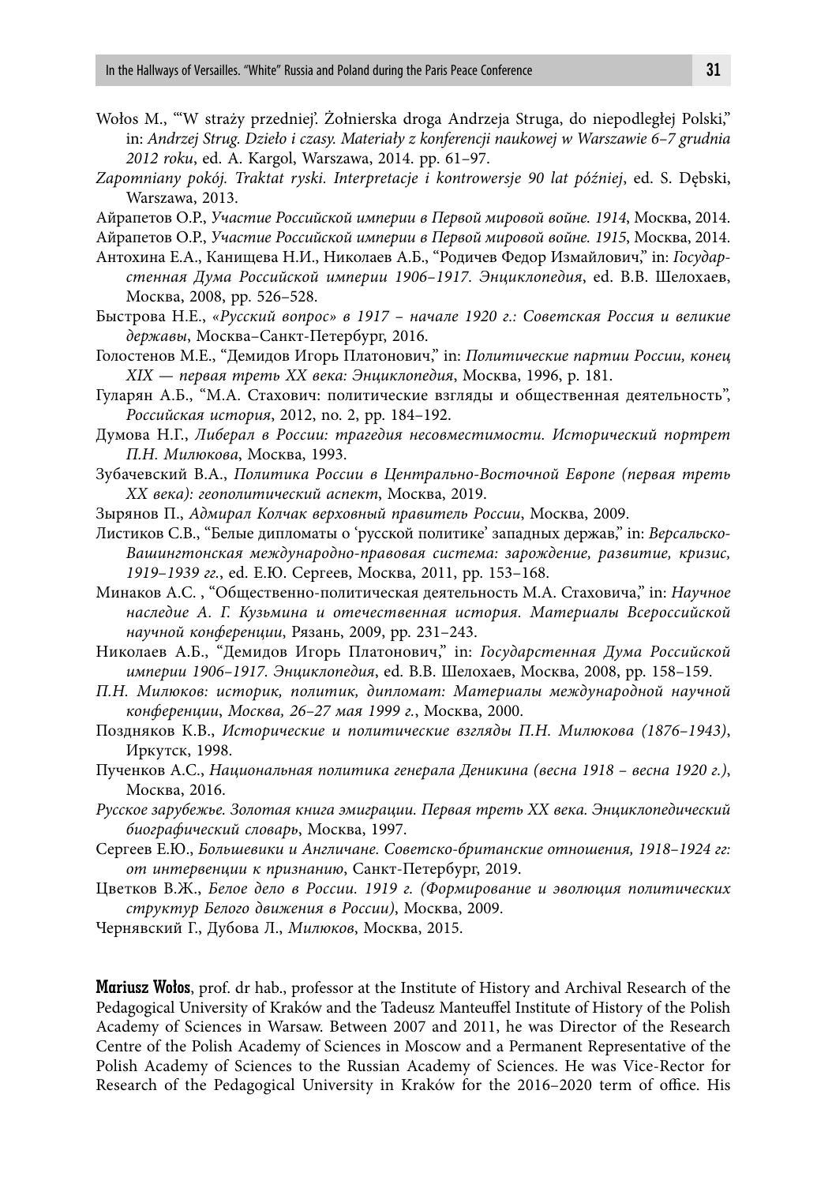Wołos M., "'W straży przedniej'. Żołnierska droga Andrzeja Struga, do niepodległej Polski," in: *Andrzej Strug. Dzieło i czasy. Materiały z konferencji naukowej w Warszawie 6–7 grudnia 2012 roku*, ed. A. Kargol, Warszawa, 2014. pp. 61–97.

*Zapomniany pokój. Traktat ryski. Interpretacje i kontrowersje 90 lat później*, ed. S. Dębski, Warszawa, 2013.

Айрапетов О.Р., *Участие Российской империи в Первой мировой войне. 1914*, Москва, 2014.

Айрапетов О.Р., *Участие Российской империи в Первой мировой войне. 1915*, Москва, 2014.

Антохина Е.А., Канищева Н.И., Николаев А.Б., "Родичев Федор Измайлович," in: *Государственная Дума Российской империи 1906–1917. Энциклопедия*, ed. В.В. Шелохаев, Москва, 2008, pp. 526–528.

Быстрова Н.Е., *«Русский вопрос» в 1917 – начале 1920 г.: Советская Россия и великие державы*, Москва–Санкт-Петербург, 2016.

Голостенов М.Е., "Демидов Игорь Платонович," in: *Политические партии России, конец XIX — первая треть XX века: Энциклопедия*, Москва, 1996, p. 181.

Гуларян А.Б., "М.А. Стахович: политические взгляды и общественная деятельность", *Российская история*, 2012, no. 2, pp. 184–192.

Думова Н.Г., *Либерал в России: трагедия несовместимости. Исторический портрет П.Н. Милюкова*, Москва, 1993.

Зубачевский В.А., *Политика России в Центрально-Восточной Европе (первая треть XX века): геополитический аспект*, Москва, 2019.

Зырянов П., *Адмирал Колчак верховный правитель России*, Москва, 2009.

Листиков С.В., "Белые дипломаты о 'русской политике' западных держав," in: *Версальско-Вашингтонская международно-правовая система: зарождение, развитие, кризис, 1919–1939 гг.*, ed. Е.Ю. Сергеев, Москва, 2011, pp. 153–168.

Минаков А.С. , "Общественно-политическая деятельность М.А. Стаховича," in: *Научное наследие А. Г. Кузьмина и отечественная история. Материалы Всероссийской научной конференции*, Рязань, 2009, pp. 231–243.

Николаев А.Б., "Демидов Игорь Платонович," in: *Государственная Дума Российской империи 1906–1917. Энциклопедия*, ed. В.В. Шелохаев, Москва, 2008, pp. 158–159.

*П.Н. Милюков: историк, политик, дипломат: Материалы международной научной конференции, Москва, 26–27 мая 1999 г.*, Москва, 2000.

Поздняков К.В., *Исторические и политические взгляды П.Н. Милюкова (1876–1943)*, Иркутск, 1998.

Пученков А.С., *Национальная политика генерала Деникина (весна 1918 – весна 1920 г.)*, Москва, 2016.

*Русское зарубежье. Золотая книга эмиграции. Первая треть XX века. Энциклопедический биографический словарь*, Москва, 1997.

Сергеев Е.Ю., *Большевики и Англичане. Советско-британские отношения, 1918–1924 гг: от интервенции к признанию*, Санкт-Петербург, 2019.

Цветков В.Ж., *Белое дело в России. 1919 г. (Формирование и эволюция политических структур Белого движения в России)*, Москва, 2009.

Чернявский Г., Дубова Л., *Милюков*, Москва, 2015.

**Mariusz Wołos**, prof. dr hab., professor at the Institute of History and Archival Research of the Pedagogical University of Kraków and the Tadeusz Manteuffel Institute of History of the Polish Academy of Sciences in Warsaw. Between 2007 and 2011, he was Director of the Research Centre of the Polish Academy of Sciences in Moscow and a Permanent Representative of the Polish Academy of Sciences to the Russian Academy of Sciences. He was Vice-Rector for Research of the Pedagogical University in Kraków for the 2016–2020 term of office. His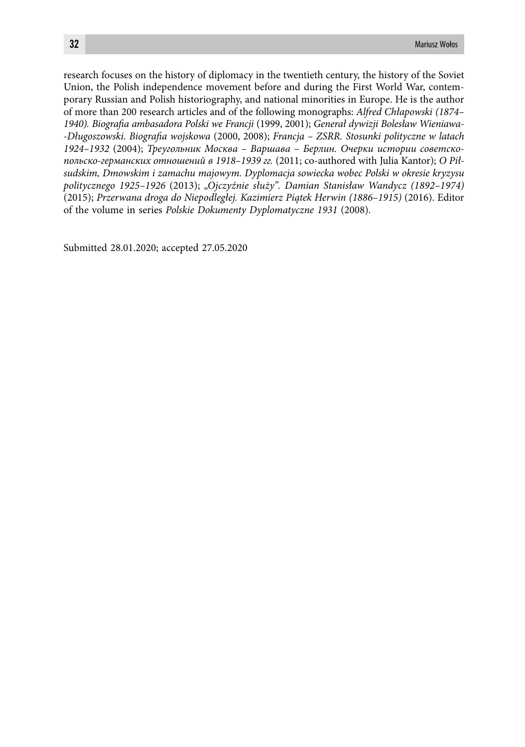research focuses on the history of diplomacy in the twentieth century, the history of the Soviet Union, the Polish independence movement before and during the First World War, contemporary Russian and Polish historiography, and national minorities in Europe. He is the author of more than 200 research articles and of the following monographs: *Alfred Chłapowski (1874–1940). Biografia ambasadora Polski we Francji* (1999, 2001); *Generał dywizji Bolesław Wieniawa-Długoszowski. Biografia wojskowa* (2000, 2008); *Francja – ZSRR. Stosunki polityczne w latach 1924–1932* (2004); *Треугольник Москва – Варшава – Берлин. Очерки истории советско-польско-германских отношений в 1918–1939 гг.* (2011; co-authored with Julia Kantor); *O Piłsudskim, Dmowskim i zamachu majowym. Dyplomacja sowiecka wobec Polski w okresie kryzysu politycznego 1925–1926* (2013); *„Ojczyźnie służy". Damian Stanisław Wandycz (1892–1974)* (2015); *Przerwana droga do Niepodległej. Kazimierz Piątek Herwin (1886–1915)* (2016). Editor of the volume in series *Polskie Dokumenty Dyplomatyczne 1931* (2008).

Submitted 28.01.2020; accepted 27.05.2020